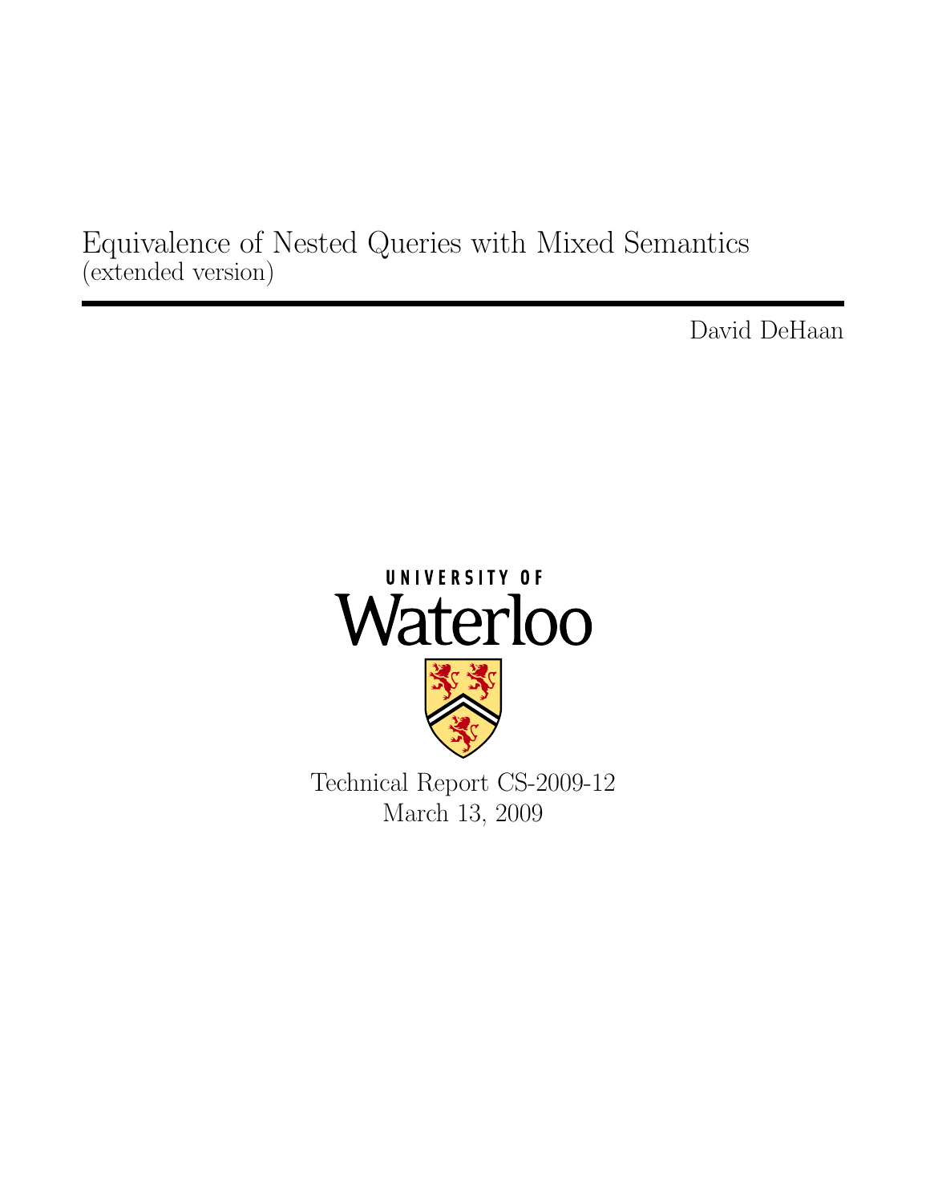# Equivalence of Nested Queries with Mixed Semantics
(extended version)

David DeHaan

UNIVERSITY OF
Waterloo

Technical Report CS-2009-12
March 13, 2009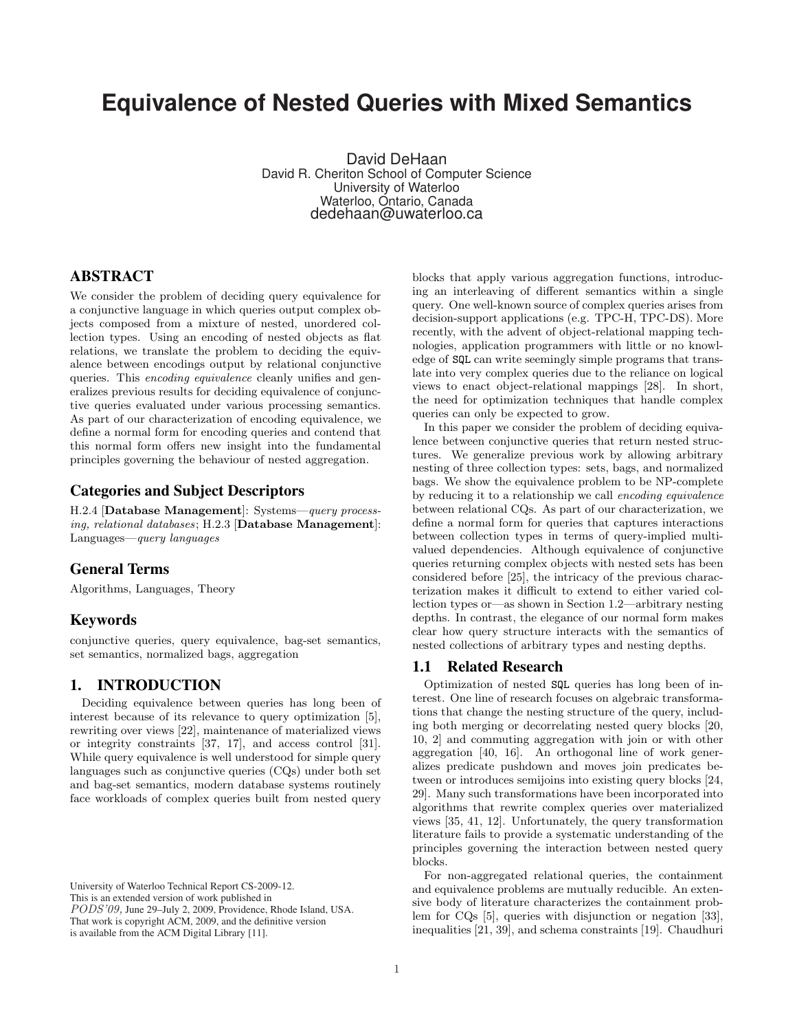# Equivalence of Nested Queries with Mixed Semantics

David DeHaan
David R. Cheriton School of Computer Science
University of Waterloo
Waterloo, Ontario, Canada
dedehaan@uwaterloo.ca

## ABSTRACT

We consider the problem of deciding query equivalence for a conjunctive language in which queries output complex objects composed from a mixture of nested, unordered collection types. Using an encoding of nested objects as flat relations, we translate the problem to deciding the equivalence between encodings output by relational conjunctive queries. This *encoding equivalence* cleanly unifies and generalizes previous results for deciding equivalence of conjunctive queries evaluated under various processing semantics. As part of our characterization of encoding equivalence, we define a normal form for encoding queries and contend that this normal form offers new insight into the fundamental principles governing the behaviour of nested aggregation.

### Categories and Subject Descriptors

H.2.4 [**Database Management**]: Systems—*query processing, relational databases*; H.2.3 [**Database Management**]: Languages—*query languages*

### General Terms

Algorithms, Languages, Theory

### Keywords

conjunctive queries, query equivalence, bag-set semantics, set semantics, normalized bags, aggregation

## 1. INTRODUCTION

Deciding equivalence between queries has long been of interest because of its relevance to query optimization [5], rewriting over views [22], maintenance of materialized views or integrity constraints [37, 17], and access control [31]. While query equivalence is well understood for simple query languages such as conjunctive queries (CQs) under both set and bag-set semantics, modern database systems routinely face workloads of complex queries built from nested query blocks that apply various aggregation functions, introducing an interleaving of different semantics within a single query. One well-known source of complex queries arises from decision-support applications (e.g. TPC-H, TPC-DS). More recently, with the advent of object-relational mapping technologies, application programmers with little or no knowledge of SQL can write seemingly simple programs that translate into very complex queries due to the reliance on logical views to enact object-relational mappings [28]. In short, the need for optimization techniques that handle complex queries can only be expected to grow.

In this paper we consider the problem of deciding equivalence between conjunctive queries that return nested structures. We generalize previous work by allowing arbitrary nesting of three collection types: sets, bags, and normalized bags. We show the equivalence problem to be NP-complete by reducing it to a relationship we call *encoding equivalence* between relational CQs. As part of our characterization, we define a normal form for queries that captures interactions between collection types in terms of query-implied multivalued dependencies. Although equivalence of conjunctive queries returning complex objects with nested sets has been considered before [25], the intricacy of the previous characterization makes it difficult to extend to either varied collection types or—as shown in Section 1.2—arbitrary nesting depths. In contrast, the elegance of our normal form makes clear how query structure interacts with the semantics of nested collections of arbitrary types and nesting depths.

### 1.1 Related Research

Optimization of nested SQL queries has long been of interest. One line of research focuses on algebraic transformations that change the nesting structure of the query, including both merging or decorrelating nested query blocks [20, 10, 2] and commuting aggregation with join or with other aggregation [40, 16]. An orthogonal line of work generalizes predicate pushdown and moves join predicates between or introduces semijoins into existing query blocks [24, 29]. Many such transformations have been incorporated into algorithms that rewrite complex queries over materialized views [35, 41, 12]. Unfortunately, the query transformation literature fails to provide a systematic understanding of the principles governing the interaction between nested query blocks.

For non-aggregated relational queries, the containment and equivalence problems are mutually reducible. An extensive body of literature characterizes the containment problem for CQs [5], queries with disjunction or negation [33], inequalities [21, 39], and schema constraints [19]. Chaudhuri

University of Waterloo Technical Report CS-2009-12.
This is an extended version of work published in
*PODS'09*, June 29–July 2, 2009, Providence, Rhode Island, USA.
That work is copyright ACM, 2009, and the definitive version
is available from the ACM Digital Library [11].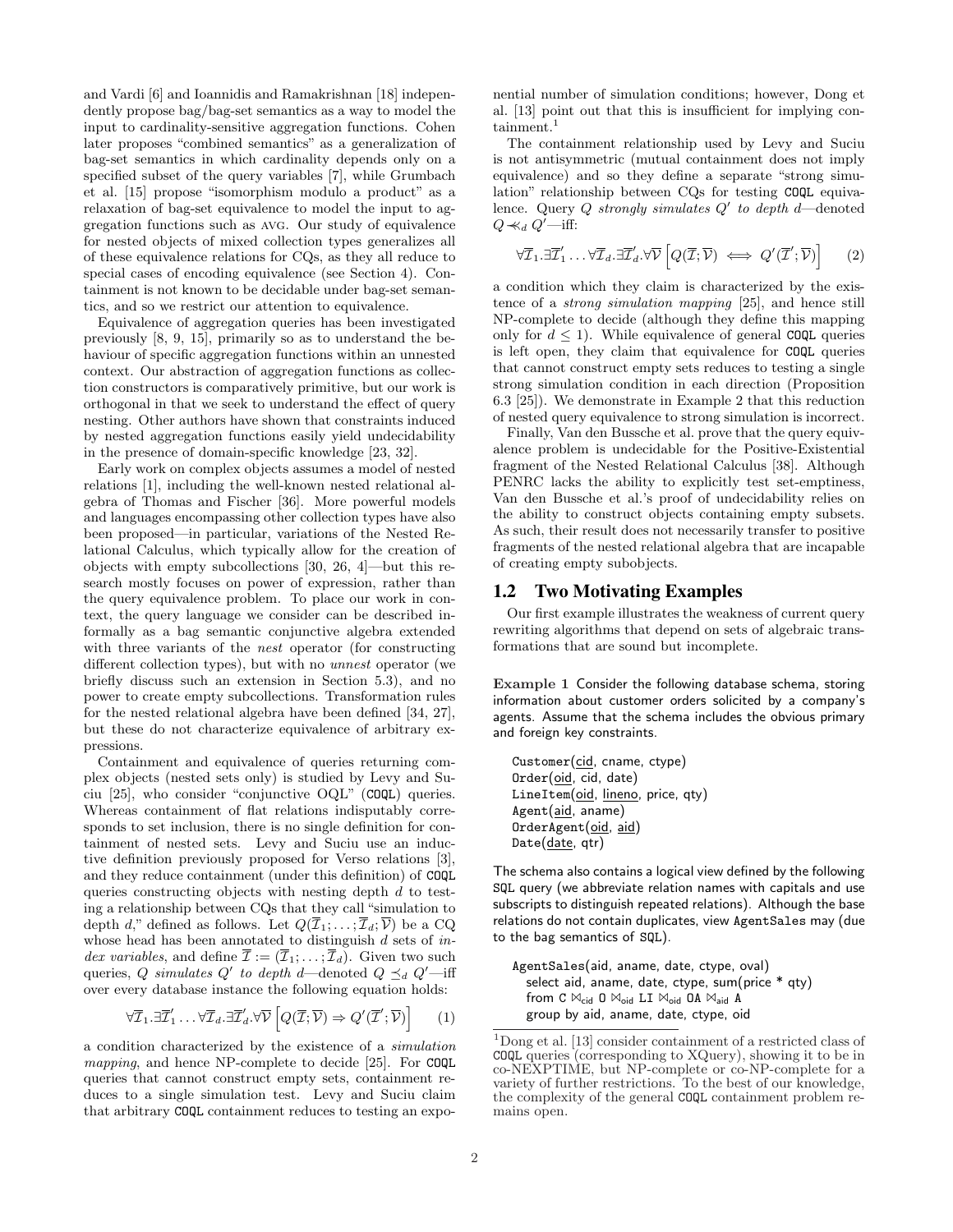and Vardi [6] and Ioannidis and Ramakrishnan [18] independently propose bag/bag-set semantics as a way to model the input to cardinality-sensitive aggregation functions. Cohen later proposes "combined semantics" as a generalization of bag-set semantics in which cardinality depends only on a specified subset of the query variables [7], while Grumbach et al. [15] propose "isomorphism modulo a product" as a relaxation of bag-set equivalence to model the input to aggregation functions such as AVG. Our study of equivalence for nested objects of mixed collection types generalizes all of these equivalence relations for CQs, as they all reduce to special cases of encoding equivalence (see Section 4). Containment is not known to be decidable under bag-set semantics, and so we restrict our attention to equivalence.

Equivalence of aggregation queries has been investigated previously [8, 9, 15], primarily so as to understand the behaviour of specific aggregation functions within an unnested context. Our abstraction of aggregation functions as collection constructors is comparatively primitive, but our work is orthogonal in that we seek to understand the effect of query nesting. Other authors have shown that constraints induced by nested aggregation functions easily yield undecidability in the presence of domain-specific knowledge [23, 32].

Early work on complex objects assumes a model of nested relations [1], including the well-known nested relational algebra of Thomas and Fischer [36]. More powerful models and languages encompassing other collection types have also been proposed—in particular, variations of the Nested Relational Calculus, which typically allow for the creation of objects with empty subcollections [30, 26, 4]—but this research mostly focuses on power of expression, rather than the query equivalence problem. To place our work in context, the query language we consider can be described informally as a bag semantic conjunctive algebra extended with three variants of the *nest* operator (for constructing different collection types), but with no *unnest* operator (we briefly discuss such an extension in Section 5.3), and no power to create empty subcollections. Transformation rules for the nested relational algebra have been defined [34, 27], but these do not characterize equivalence of arbitrary expressions.

Containment and equivalence of queries returning complex objects (nested sets only) is studied by Levy and Suciu [25], who consider "conjunctive OQL" (COQL) queries. Whereas containment of flat relations indisputably corresponds to set inclusion, there is no single definition for containment of nested sets. Levy and Suciu use an inductive definition previously proposed for Verso relations [3], and they reduce containment (under this definition) of COQL queries constructing objects with nesting depth $d$ to testing a relationship between CQs that they call "simulation to depth $d$," defined as follows. Let $Q(\overline{\mathcal{I}}_1; \ldots; \overline{\mathcal{I}}_d; \overline{\mathcal{V}})$ be a CQ whose head has been annotated to distinguish $d$ sets of *index variables*, and define $\overline{\mathcal{I}} := (\overline{\mathcal{I}}_1; \ldots; \overline{\mathcal{I}}_d)$. Given two such queries, $Q$ *simulates* $Q'$ *to depth* $d$—denoted $Q \preceq_d Q'$—iff over every database instance the following equation holds:

$$\forall \overline{\mathcal{I}}_1 . \exists \overline{\mathcal{I}}'_1 \ldots \forall \overline{\mathcal{I}}_d . \exists \overline{\mathcal{I}}'_d . \forall \overline{\mathcal{V}} \left[ Q(\overline{\mathcal{I}}; \overline{\mathcal{V}}) \Rightarrow Q'(\overline{\mathcal{I}}'; \overline{\mathcal{V}}) \right] \quad (1)$$

a condition characterized by the existence of a *simulation mapping*, and hence NP-complete to decide [25]. For COQL queries that cannot construct empty sets, containment reduces to a single simulation test. Levy and Suciu claim that arbitrary COQL containment reduces to testing an exponential number of simulation conditions; however, Dong et al. [13] point out that this is insufficient for implying containment.[1]

The containment relationship used by Levy and Suciu is not antisymmetric (mutual containment does not imply equivalence) and so they define a separate "strong simulation" relationship between CQs for testing COQL equivalence. Query $Q$ *strongly simulates* $Q'$ *to depth* $d$—denoted $Q \ll_d Q'$—iff:

$$\forall \overline{\mathcal{I}}_1 . \exists \overline{\mathcal{I}}'_1 \ldots \forall \overline{\mathcal{I}}_d . \exists \overline{\mathcal{I}}'_d . \forall \overline{\mathcal{V}} \left[ Q(\overline{\mathcal{I}}; \overline{\mathcal{V}}) \iff Q'(\overline{\mathcal{I}}'; \overline{\mathcal{V}}) \right] \quad (2)$$

a condition which they claim is characterized by the existence of a *strong simulation mapping* [25], and hence still NP-complete to decide (although they define this mapping only for $d \leq 1$). While equivalence of general COQL queries is left open, they claim that equivalence for COQL queries that cannot construct empty sets reduces to testing a single strong simulation condition in each direction (Proposition 6.3 [25]). We demonstrate in Example 2 that this reduction of nested query equivalence to strong simulation is incorrect.

Finally, Van den Bussche et al. prove that the query equivalence problem is undecidable for the Positive-Existential fragment of the Nested Relational Calculus [38]. Although PENRC lacks the ability to explicitly test set-emptiness, Van den Bussche et al.'s proof of undecidability relies on the ability to construct objects containing empty subsets. As such, their result does not necessarily transfer to positive fragments of the nested relational algebra that are incapable of creating empty subobjects.

## 1.2 Two Motivating Examples

Our first example illustrates the weakness of current query rewriting algorithms that depend on sets of algebraic transformations that are sound but incomplete.

**Example 1** Consider the following database schema, storing information about customer orders solicited by a company's agents. Assume that the schema includes the obvious primary and foreign key constraints.

```
Customer(cid, cname, ctype)
Order(oid, cid, date)
LineItem(oid, lineno, price, qty)
Agent(aid, aname)
OrderAgent(oid, aid)
Date(date, qtr)
```

The schema also contains a logical view defined by the following SQL query (we abbreviate relation names with capitals and use subscripts to distinguish repeated relations). Although the base relations do not contain duplicates, view AgentSales may (due to the bag semantics of SQL).

```
AgentSales(aid, aname, date, ctype, oval)
   select aid, aname, date, ctype, sum(price * qty)
   from C ⋈cid O ⋈oid LI ⋈oid OA ⋈aid A
   group by aid, aname, date, ctype, oid
```

[1] Dong et al. [13] consider containment of a restricted class of COQL queries (corresponding to XQuery), showing it to be in co-NEXPTIME, but NP-complete or co-NP-complete for a variety of further restrictions. To the best of our knowledge, the complexity of the general COQL containment problem remains open.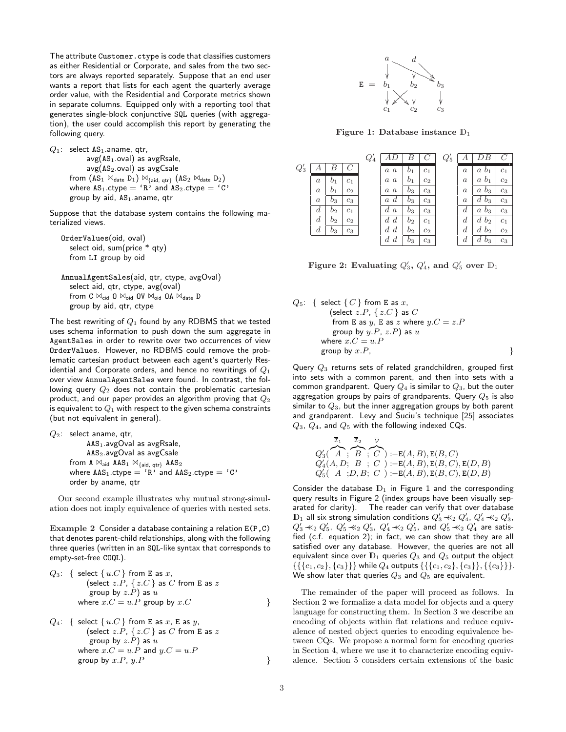The attribute `Customer.ctype` is code that classifies customers as either Residential or Corporate, and sales from the two sectors are always reported separately. Suppose that an end user wants a report that lists for each agent the quarterly average order value, with the Residential and Corporate metrics shown in separate columns. Equipped only with a reporting tool that generates single-block conjunctive SQL queries (with aggregation), the user could accomplish this report by generating the following query.

$Q_1$: select $\texttt{AS}_1$.aname, qtr,
  avg($\texttt{AS}_1$.oval) as avgRsale,
  avg($\texttt{AS}_2$.oval) as avgCsale
  from $(\texttt{AS}_1 \bowtie_{\text{date}} \texttt{D}_1) \bowtie_{\{\text{aid, qtr}\}} (\texttt{AS}_2 \bowtie_{\text{date}} \texttt{D}_2)$
  where $\texttt{AS}_1$.ctype = 'R' and $\texttt{AS}_2$.ctype = 'C'
  group by aid, $\texttt{AS}_1$.aname, qtr

Suppose that the database system contains the following materialized views.

```
OrderValues(oid, oval)
  select oid, sum(price * qty)
  from LI group by oid
```

AnnualAgentSales(aid, qtr, ctype, avgOval)
  select aid, qtr, ctype, avg(oval)
  from C $\bowtie_{\text{cid}}$ O $\bowtie_{\text{oid}}$ OV $\bowtie_{\text{oid}}$ OA $\bowtie_{\text{date}}$ D
  group by aid, qtr, ctype

The best rewriting of $Q_1$ found by any RDBMS that we tested uses schema information to push down the sum aggregate in `AgentSales` in order to rewrite over two occurrences of view `OrderValues`. However, no RDBMS could remove the problematic cartesian product between each agent's quarterly Residential and Corporate orders, and hence no rewritings of $Q_1$ over view `AnnualAgentSales` were found. In contrast, the following query $Q_2$ does not contain the problematic cartesian product, and our paper provides an algorithm proving that $Q_2$ is equivalent to $Q_1$ with respect to the given schema constraints (but not equivalent in general).

$Q_2$: select aname, qtr,
  $\texttt{AAS}_1$.avgOval as avgRsale,
  $\texttt{AAS}_2$.avgOval as avgCsale
  from A $\bowtie_{\text{aid}}$ $\texttt{AAS}_1 \bowtie_{\{\text{aid, qtr}\}} \texttt{AAS}_2$
  where $\texttt{AAS}_1$.ctype = 'R' and $\texttt{AAS}_2$.ctype = 'C'
  order by aname, qtr

Our second example illustrates why mutual strong-simulation does not imply equivalence of queries with nested sets.

**Example 2** Consider a database containing a relation `E(P,C)` that denotes parent-child relationships, along with the following three queries (written in an SQL-like syntax that corresponds to empty-set-free COQL).

$Q_3$: { select $\{ u.C \}$ from E as $x$,
  (select $z.P$, $\{ z.C \}$ as $C$ from E as $z$
  group by $z.P$) as $u$
  where $x.C = u.P$ group by $x.C$ }

$Q_4$: { select $\{ u.C \}$ from E as $x$, E as $y$,
  (select $z.P$, $\{ z.C \}$ as $C$ from E as $z$
  group by $z.P$) as $u$
  where $x.C = u.P$ and $y.C = u.P$
  group by $x.P$, $y.P$ }

$Q_5$: { select $\{ C \}$ from E as $x$,
  (select $z.P$, $\{ z.C \}$ as $C$
  from E as $y$, E as $z$ where $y.C = z.P$
  group by $y.P$, $z.P$) as $u$
  where $x.C = u.P$
  group by $x.P$, }

Query $Q_3$ returns sets of related grandchildren, grouped first into sets with a common parent, and then into sets with a common grandparent. Query $Q_4$ is similar to $Q_3$, but the outer aggregation groups by pairs of grandparents. Query $Q_5$ is also similar to $Q_3$, but the inner aggregation groups by both parent and grandparent. Levy and Suciu's technique [25] associates $Q_3$, $Q_4$, and $Q_5$ with the following indexed CQs.

$$\begin{aligned}
&Q_3'(\overbrace{A}^{\overline{x}_1}\,;\,\overbrace{B}^{\overline{x}_2}\,;\,\overbrace{C}^{\overline{v}}) \,{:}{-}\, \mathtt{E}(A,B), \mathtt{E}(B,C)\\
&Q_4'(A,D;\; B\;;\; C\;) \,{:}{-}\, \mathtt{E}(A,B), \mathtt{E}(B,C), \mathtt{E}(D,B)\\
&Q_5'(\;A\;;D,B;\; C\;) \,{:}{-}\, \mathtt{E}(A,B), \mathtt{E}(B,C), \mathtt{E}(D,B)
\end{aligned}$$

Consider the database $\mathbb{D}_1$ in Figure 1 and the corresponding query results in Figure 2 (index groups have been visually separated for clarity). The reader can verify that over database $\mathbb{D}_1$ all six strong simulation conditions $Q_3' \ll_2 Q_4'$, $Q_4' \ll_2 Q_3'$, $Q_3' \ll_2 Q_5'$, $Q_5' \ll_2 Q_3'$, $Q_4' \ll_2 Q_5'$, and $Q_5' \ll_2 Q_4'$ are satisfied (c.f. equation 2); in fact, we can show that they are all satisfied over any database. However, the queries are not all equivalent since over $\mathbb{D}_1$ queries $Q_3$ and $Q_5$ output the object $\{\{\{c_1, c_2\}, \{c_3\}\}\}$ while $Q_4$ outputs $\{\{\{c_1, c_2\}, \{c_3\}\}, \{\{c_3\}\}\}$. We show later that queries $Q_3$ and $Q_5$ are equivalent.

E = graph with nodes $a$, $d$, $b_1$, $b_2$, $b_3$, $c_1$, $c_2$, $c_3$; edges $a \to b_1$, $a \to b_3$, $d \to b_2$, $d \to b_3$, $b_1 \to c_1$, $b_1 \to c_2$, $b_2 \to c_1$, $b_2 \to c_2$, $b_3 \to c_3$

**Figure 1: Database instance $\mathbb{D}_1$**

$Q_3'$:

| A | B | C |
|---|---|---|
| $a$ | $b_1$ | $c_1$ |
| $a$ | $b_1$ | $c_2$ |
| $a$ | $b_3$ | $c_3$ |
| $d$ | $b_2$ | $c_1$ |
| $d$ | $b_2$ | $c_2$ |
| $d$ | $b_3$ | $c_3$ |

$Q_4'$:

| AD | B | C |
|---|---|---|
| $a$ $a$ | $b_1$ | $c_1$ |
| $a$ $a$ | $b_1$ | $c_2$ |
| $a$ $a$ | $b_3$ | $c_3$ |
| $a$ $d$ | $b_3$ | $c_3$ |
| $d$ $a$ | $b_3$ | $c_3$ |
| $d$ $d$ | $b_2$ | $c_1$ |
| $d$ $d$ | $b_2$ | $c_2$ |
| $d$ $d$ | $b_3$ | $c_3$ |

$Q_5'$:

| A | DB | C |
|---|---|---|
| $a$ | $a$ $b_1$ | $c_1$ |
| $a$ | $a$ $b_1$ | $c_2$ |
| $a$ | $a$ $b_3$ | $c_3$ |
| $a$ | $d$ $b_3$ | $c_3$ |
| $d$ | $a$ $b_3$ | $c_3$ |
| $d$ | $d$ $b_2$ | $c_1$ |
| $d$ | $d$ $b_2$ | $c_2$ |
| $d$ | $d$ $b_3$ | $c_3$ |

**Figure 2: Evaluating $Q_3'$, $Q_4'$, and $Q_5'$ over $\mathbb{D}_1$**

The remainder of the paper will proceed as follows. In Section 2 we formalize a data model for objects and a query language for constructing them. In Section 3 we describe an encoding of objects within flat relations and reduce equivalence of nested object queries to encoding equivalence between CQs. We propose a normal form for encoding queries in Section 4, where we use it to characterize encoding equivalence. Section 5 considers certain extensions of the basic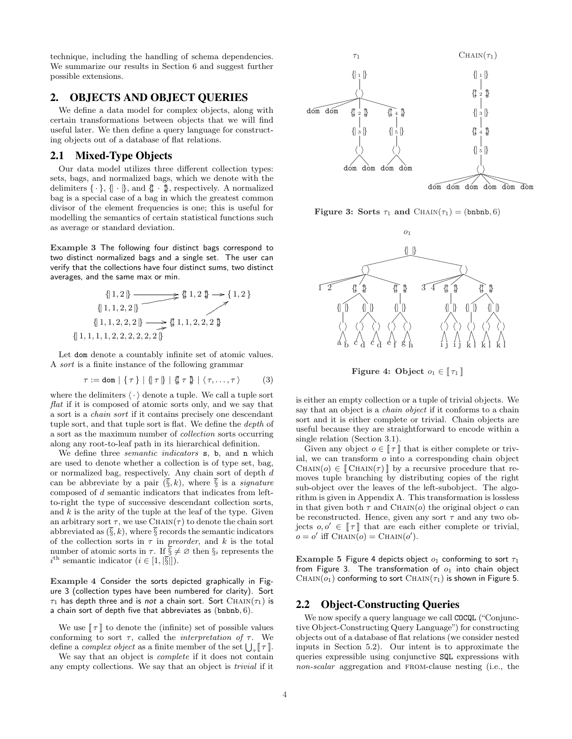technique, including the handling of schema dependencies. We summarize our results in Section 6 and suggest further possible extensions.

## 2. OBJECTS AND OBJECT QUERIES

We define a data model for complex objects, along with certain transformations between objects that we will find useful later. We then define a query language for constructing objects out of a database of flat relations.

### 2.1 Mixed-Type Objects

Our data model utilizes three different collection types: sets, bags, and normalized bags, which we denote with the delimiters $\{\cdot\}$, $\{\!|\cdot|\!\}$, and $\{\!\!\{\cdot\}\!\!\}$, respectively. A normalized bag is a special case of a bag in which the greatest common divisor of the element frequencies is one; this is useful for modelling the semantics of certain statistical functions such as average or standard deviation.

**Example 3** The following four distinct bags correspond to two distinct normalized bags and a single set. The user can verify that the collections have four distinct sums, two distinct averages, and the same max or min.

$$\{\!|1,2|\!\} \longrightarrow \{\!\!\{1,2\}\!\!\} \longrightarrow \{1,2\}$$
$$\{\!|1,1,2,2|\!\}$$
$$\{\!|1,1,2,2,2|\!\} \longrightarrow \{\!\!\{1,1,2,2,2\}\!\!\}$$
$$\{\!|1,1,1,1,2,2,2,2,2,2|\!\}$$

Let dom denote a countably infinite set of atomic values. A *sort* is a finite instance of the following grammar

$$\tau := \texttt{dom} \mid \{\,\tau\,\} \mid \{\!|\,\tau\,|\!\} \mid \{\!\!\{\,\tau\,\}\!\!\} \mid \langle\,\tau,\ldots,\tau\,\rangle \tag{3}$$

where the delimiters $\langle\cdot\rangle$ denote a tuple. We call a tuple sort *flat* if it is composed of atomic sorts only, and we say that a sort is a *chain sort* if it contains precisely one descendant tuple sort, and that tuple sort is flat. We define the *depth* of a sort as the maximum number of *collection* sorts occurring along any root-to-leaf path in its hierarchical definition.

We define three *semantic indicators* s, b, and n which are used to denote whether a collection is of type set, bag, or normalized bag, respectively. Any chain sort of depth $d$ can be abbreviate by a pair $(\overline{\S}, k)$, where $\overline{\S}$ is a *signature* composed of $d$ semantic indicators that indicates from left-to-right the type of successive descendant collection sorts, and $k$ is the arity of the tuple at the leaf of the type. Given an arbitrary sort $\tau$, we use $\text{CHAIN}(\tau)$ to denote the chain sort abbreviated as $(\overline{\S}, k)$, where $\overline{\S}$ records the semantic indicators of the collection sorts in $\tau$ in *preorder*, and $k$ is the total number of atomic sorts in $\tau$. If $\overline{\S} \neq \varnothing$ then $\S_i$ represents the $i^{\text{th}}$ semantic indicator ($i \in [1, |\overline{\S}|]$).

**Example 4** Consider the sorts depicted graphically in Figure 3 (collection types have been numbered for clarity). Sort $\tau_1$ has depth three and is *not* a chain sort. Sort $\text{CHAIN}(\tau_1)$ is a chain sort of depth five that abbreviates as (bnbnb, 6).

We use $[\![\,\tau\,]\!]$ to denote the (infinite) set of possible values conforming to sort $\tau$, called the *interpretation of* $\tau$. We define a *complex object* as a finite member of the set $\bigcup_\tau [\![\,\tau\,]\!]$.

We say that an object is *complete* if it does not contain any empty collections. We say that an object is *trivial* if it is either an empty collection or a tuple of trivial objects. We say that an object is a *chain object* if it conforms to a chain sort and it is either complete or trivial. Chain objects are useful because they are straightforward to encode within a single relation (Section 3.1).

**Figure 3: Sorts $\tau_1$ and $\text{CHAIN}(\tau_1) = (\text{bnbnb}, 6)$**

**Figure 4: Object $o_1 \in [\![\,\tau_1\,]\!]$**

Given any object $o \in [\![\,\tau\,]\!]$ that is either complete or trivial, we can transform $o$ into a corresponding chain object $\text{CHAIN}(o) \in [\![\,\text{CHAIN}(\tau)\,]\!]$ by a recursive procedure that removes tuple branching by distributing copies of the right sub-object over the leaves of the left-subobject. The algorithm is given in Appendix A. This transformation is lossless in that given both $\tau$ and $\text{CHAIN}(o)$ the original object $o$ can be reconstructed. Hence, given any sort $\tau$ and any two objects $o, o' \in [\![\,\tau\,]\!]$ that are each either complete or trivial, $o = o'$ iff $\text{CHAIN}(o) = \text{CHAIN}(o')$.

**Example 5** Figure 4 depicts object $o_1$ conforming to sort $\tau_1$ from Figure 3. The transformation of $o_1$ into chain object $\text{CHAIN}(o_1)$ conforming to sort $\text{CHAIN}(\tau_1)$ is shown in Figure 5.

### 2.2 Object-Constructing Queries

We now specify a query language we call COCQL ("Conjunctive Object-Constructing Query Language") for constructing objects out of a database of flat relations (we consider nested inputs in Section 5.2). Our intent is to approximate the queries expressible using conjunctive SQL expressions with *non-scalar* aggregation and FROM-clause nesting (i.e., the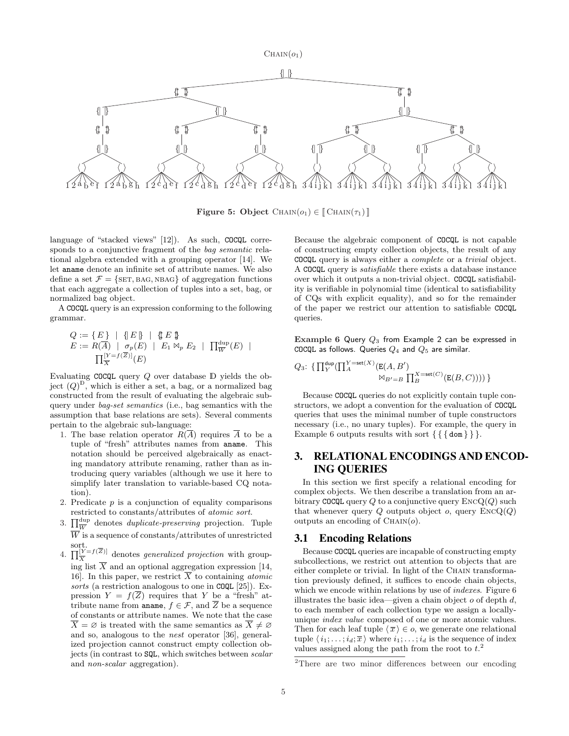Figure 5: Object $\text{CHAIN}(o_1) \in [\![\, \text{CHAIN}(\tau_1) \,]\!]$

language of "stacked views" [12]). As such, COCQL corresponds to a conjunctive fragment of the *bag semantic* relational algebra extended with a grouping operator [14]. We let aname denote an infinite set of attribute names. We also define a set $\mathcal{F} = \{\text{SET}, \text{BAG}, \text{NBAG}\}$ of aggregation functions that each aggregate a collection of tuples into a set, bag, or normalized bag object.

A COCQL query is an expression conforming to the following grammar.

$$
\begin{aligned}
Q &:= \{\, E \,\} \;\mid\; \{\!|\, E \,|\!\} \;\mid\; \{\!\{\, E \,\}\!\} \\
E &:= R(\overline{A}) \;\mid\; \sigma_p(E) \;\mid\; E_1 \bowtie_p E_2 \;\mid\; \textstyle\prod^{\text{dup}}_{\overline{W}}(E) \;\mid \\
&\quad\; \textstyle\prod^{[Y=f(\overline{Z})]}_{\overline{X}}(E)
\end{aligned}
$$

Evaluating COCQL query $Q$ over database $\mathbb{D}$ yields the object $(Q)^{\mathbb{D}}$, which is either a set, a bag, or a normalized bag constructed from the result of evaluating the algebraic subquery under *bag-set semantics* (i.e., bag semantics with the assumption that base relations are sets). Several comments pertain to the algebraic sub-language:

1. The base relation operator $R(\overline{A})$ requires $\overline{A}$ to be a tuple of "fresh" attributes names from aname. This notation should be perceived algebraically as enacting mandatory attribute renaming, rather than as introducing query variables (although we use it here to simplify later translation to variable-based CQ notation).
2. Predicate $p$ is a conjunction of equality comparisons restricted to constants/attributes of *atomic sort*.
3. $\prod^{\text{dup}}_{\overline{W}}$ denotes *duplicate-preserving* projection. Tuple $\overline{W}$ is a sequence of constants/attributes of unrestricted sort.
4. $\prod^{[Y=f(\overline{Z})]}_{\overline{X}}$ denotes *generalized projection* with grouping list $\overline{X}$ and an optional aggregation expression [14, 16]. In this paper, we restrict $\overline{X}$ to containing *atomic sorts* (a restriction analogous to one in COQL [25]). Expression $Y = f(\overline{Z})$ requires that $Y$ be a "fresh" attribute name from aname, $f \in \mathcal{F}$, and $\overline{Z}$ be a sequence of constants or attribute names. We note that the case $\overline{X} = \varnothing$ is treated with the same semantics as $\overline{X} \neq \varnothing$ and so, analogous to the *nest* operator [36], generalized projection cannot construct empty collection objects (in contrast to SQL, which switches between *scalar* and *non-scalar* aggregation).

Because the algebraic component of COCQL is not capable of constructing empty collection objects, the result of any COCQL query is always either a *complete* or a *trivial* object. A COCQL query is *satisfiable* there exists a database instance over which it outputs a non-trivial object. COCQL satisfiability is verifiable in polynomial time (identical to satisfiability of CQs with explicit equality), and so for the remainder of the paper we restrict our attention to satisfiable COCQL queries.

**Example 6** Query $Q_3$ from Example 2 can be expressed in COCQL as follows. Queries $Q_4$ and $Q_5$ are similar.

$$
Q_3\text{: } \{\, \textstyle\prod^{\text{dup}}_{Y}(\prod^{Y=\text{set}(X)}_{A}(\text{E}(A, B')\; \bowtie_{B'=B} \prod^{X=\text{set}(C)}_{B}(\text{E}(B, C)))) \,\}
$$

Because COCQL queries do not explicitly contain tuple constructors, we adopt a convention for the evaluation of COCQL queries that uses the minimal number of tuple constructors necessary (i.e., no unary tuples). For example, the query in Example 6 outputs results with sort $\{\,\{\,\{\,\text{dom}\,\}\,\}\,\}$.

## 3. RELATIONAL ENCODINGS AND ENCODING QUERIES

In this section we first specify a relational encoding for complex objects. We then describe a translation from an arbitrary COCQL query $Q$ to a conjunctive query $\text{ENCQ}(Q)$ such that whenever query $Q$ outputs object $o$, query $\text{ENCQ}(Q)$ outputs an encoding of $\text{CHAIN}(o)$.

### 3.1 Encoding Relations

Because COCQL queries are incapable of constructing empty subcollections, we restrict out attention to objects that are either complete or trivial. In light of the CHAIN transformation previously defined, it suffices to encode chain objects, which we encode within relations by use of *indexes*. Figure 6 illustrates the basic idea—given a chain object $o$ of depth $d$, to each member of each collection type we assign a locally-unique *index value* composed of one or more atomic values. Then for each leaf tuple $\langle \overline{x} \rangle \in o$, we generate one relational tuple $\langle i_1; \ldots; i_d; \overline{x} \rangle$ where $i_1; \ldots; i_d$ is the sequence of index values assigned along the path from the root to $t$.[2]

[2]There are two minor differences between our encoding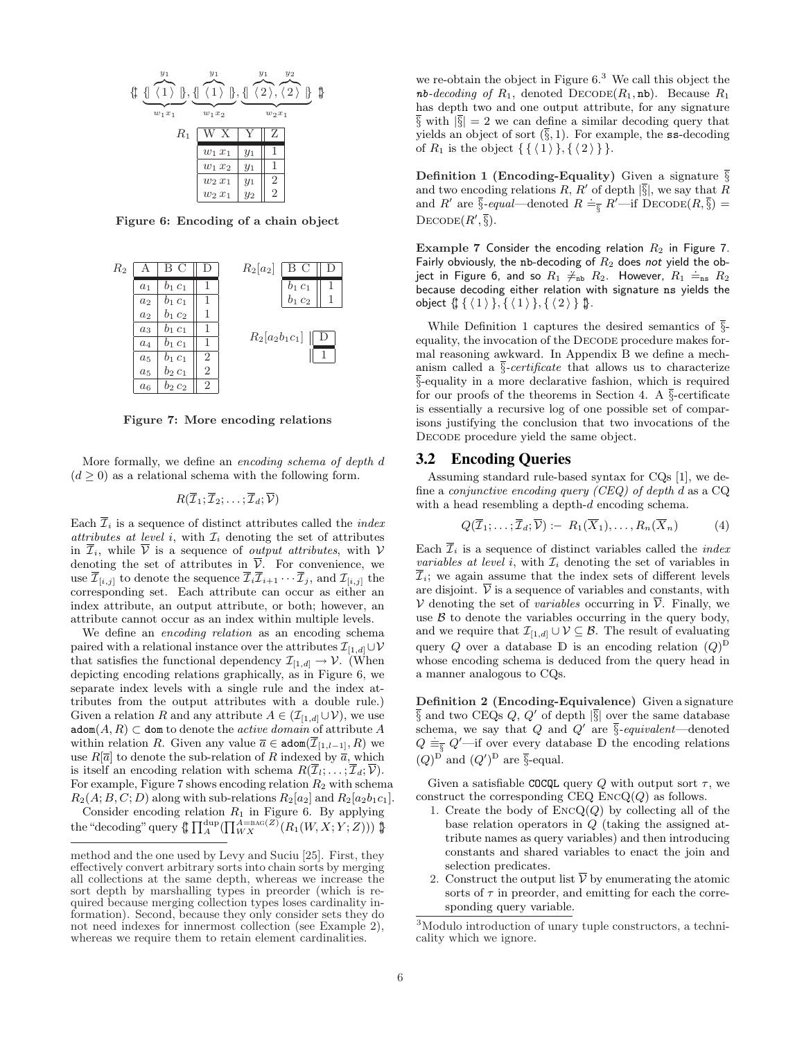$$\{\!\{ \underbrace{\{\!| \overbrace{\langle 1 \rangle}^{y_1} |\!\}}_{w_1 x_1}, \underbrace{\{\!| \overbrace{\langle 1 \rangle}^{y_1} |\!\}}_{w_1 x_2}, \underbrace{\{\!| \overbrace{\langle 2 \rangle}^{y_1}, \overbrace{\langle 2 \rangle}^{y_2} |\!\}}_{w_2 x_1} \}\!\}$$

$R_1$

| W X | Y | Z |
|---|---|---|
| $w_1\, x_1$ | $y_1$ | 1 |
| $w_1\, x_2$ | $y_1$ | 1 |
| $w_2\, x_1$ | $y_1$ | 2 |
| $w_2\, x_1$ | $y_2$ | 2 |

**Figure 6: Encoding of a chain object**

$R_2$

| A | B C | D |
|---|---|---|
| $a_1$ | $b_1\, c_1$ | 1 |
| $a_2$ | $b_1\, c_1$ | 1 |
| $a_2$ | $b_1\, c_2$ | 1 |
| $a_3$ | $b_1\, c_1$ | 1 |
| $a_4$ | $b_1\, c_1$ | 1 |
| $a_5$ | $b_1\, c_1$ | 2 |
| $a_5$ | $b_2\, c_1$ | 2 |
| $a_6$ | $b_2\, c_2$ | 2 |

$R_2[a_2]$

| B C | D |
|---|---|
| $b_1\, c_1$ | 1 |
| $b_1\, c_2$ | 1 |

$R_2[a_2 b_1 c_1]$

| D |
|---|
| 1 |

**Figure 7: More encoding relations**

More formally, we define an *encoding schema of depth d* ($d \geq 0$) as a relational schema with the following form.

$$R(\overline{\mathcal{I}}_1; \overline{\mathcal{I}}_2; \ldots; \overline{\mathcal{I}}_d; \overline{\mathcal{V}})$$

Each $\overline{\mathcal{I}}_i$ is a sequence of distinct attributes called the *index attributes at level i*, with $\mathcal{I}_i$ denoting the set of attributes in $\overline{\mathcal{I}}_i$, while $\overline{\mathcal{V}}$ is a sequence of *output attributes*, with $\mathcal{V}$ denoting the set of attributes in $\overline{\mathcal{V}}$. For convenience, we use $\overline{\mathcal{I}}_{[i,j]}$ to denote the sequence $\overline{\mathcal{I}}_i \overline{\mathcal{I}}_{i+1} \cdots \overline{\mathcal{I}}_j$, and $\mathcal{I}_{[i,j]}$ the corresponding set. Each attribute can occur as either an index attribute, an output attribute, or both; however, an attribute cannot occur as an index within multiple levels.

We define an *encoding relation* as an encoding schema paired with a relational instance over the attributes $\mathcal{I}_{[1,d]} \cup \mathcal{V}$ that satisfies the functional dependency $\mathcal{I}_{[1,d]} \to \mathcal{V}$. (When depicting encoding relations graphically, as in Figure 6, we separate index levels with a single rule and the index attributes from the output attributes with a double rule.) Given a relation $R$ and any attribute $A \in (\mathcal{I}_{[1,d]} \cup \mathcal{V})$, we use $\texttt{adom}(A, R) \subset \texttt{dom}$ to denote the *active domain* of attribute $A$ within relation $R$. Given any value $\overline{a} \in \texttt{adom}(\overline{\mathcal{I}}_{[1,l-1]}, R)$ we use $R[\overline{a}]$ to denote the sub-relation of $R$ indexed by $\overline{a}$, which is itself an encoding relation with schema $R(\overline{\mathcal{I}}_l; \ldots; \overline{\mathcal{I}}_d; \overline{\mathcal{V}})$. For example, Figure 7 shows encoding relation $R_2$ with schema $R_2(A; B, C; D)$ along with sub-relations $R_2[a_2]$ and $R_2[a_2 b_1 c_1]$.

Consider encoding relation $R_1$ in Figure 6. By applying the "decoding" query $\{\!\{ \prod_A^{\text{dup}}(\prod_{WX}^{A=\text{BAG}(Z)}(R_1(W, X; Y; Z))) \}\!\}$ we re-obtain the object in Figure 6.[3] We call this object the $\texttt{nb}$*-decoding of* $R_1$, denoted $\text{DECODE}(R_1, \texttt{nb})$. Because $R_1$ has depth two and one output attribute, for any signature $\overline{\S}$ with $|\overline{\S}| = 2$ we can define a similar decoding query that yields an object of sort $(\overline{\S}, 1)$. For example, the $\texttt{ss}$-decoding of $R_1$ is the object $\{\, \{ \langle 1 \rangle \}, \{ \langle 2 \rangle \} \,\}$.

**Definition 1 (Encoding-Equality)** Given a signature $\overline{\S}$ and two encoding relations $R, R'$ of depth $|\overline{\S}|$, we say that $R$ and $R'$ are $\overline{\S}$-*equal*—denoted $R \doteq_{\overline{\S}} R'$—if $\text{DECODE}(R, \overline{\S}) = \text{DECODE}(R', \overline{\S})$.

**Example 7** Consider the encoding relation $R_2$ in Figure 7. Fairly obviously, the $\texttt{nb}$-decoding of $R_2$ does *not* yield the object in Figure 6, and so $R_1 \not\doteq_{\texttt{nb}} R_2$. However, $R_1 \doteq_{\texttt{ns}} R_2$ because decoding either relation with signature $\texttt{ns}$ yields the object $\{\!\{ \{ \langle 1 \rangle \}, \{ \langle 1 \rangle \}, \{ \langle 2 \rangle \} \}\!\}$.

While Definition 1 captures the desired semantics of $\overline{\S}$-equality, the invocation of the DECODE procedure makes formal reasoning awkward. In Appendix B we define a mechanism called a $\overline{\S}$-*certificate* that allows us to characterize $\overline{\S}$-equality in a more declarative fashion, which is required for our proofs of the theorems in Section 4. A $\overline{\S}$-certificate is essentially a recursive log of one possible set of comparisons justifying the conclusion that two invocations of the DECODE procedure yield the same object.

## 3.2 Encoding Queries

Assuming standard rule-based syntax for CQs [1], we define a *conjunctive encoding query (CEQ) of depth d* as a CQ with a head resembling a depth-$d$ encoding schema.

$$Q(\overline{\mathcal{I}}_1; \ldots; \overline{\mathcal{I}}_d; \overline{\mathcal{V}}) \coloneq R_1(\overline{X}_1), \ldots, R_n(\overline{X}_n) \qquad (4)$$

Each $\overline{\mathcal{I}}_i$ is a sequence of distinct variables called the *index variables at level i*, with $\mathcal{I}_i$ denoting the set of variables in $\overline{\mathcal{I}}_i$; we again assume that the index sets of different levels are disjoint. $\overline{\mathcal{V}}$ is a sequence of variables and constants, with $\mathcal{V}$ denoting the set of *variables* occurring in $\overline{\mathcal{V}}$. Finally, we use $\mathcal{B}$ to denote the variables occurring in the query body, and we require that $\mathcal{I}_{[1,d]} \cup \mathcal{V} \subseteq \mathcal{B}$. The result of evaluating query $Q$ over a database $\mathbb{D}$ is an encoding relation $(Q)^{\mathbb{D}}$ whose encoding schema is deduced from the query head in a manner analogous to CQs.

**Definition 2 (Encoding-Equivalence)** Given a signature $\overline{\S}$ and two CEQs $Q, Q'$ of depth $|\overline{\S}|$ over the same database schema, we say that $Q$ and $Q'$ are $\overline{\S}$-*equivalent*—denoted $Q \equiv_{\overline{\S}} Q'$—if over every database $\mathbb{D}$ the encoding relations $(Q)^{\mathbb{D}}$ and $(Q')^{\mathbb{D}}$ are $\overline{\S}$-equal.

Given a satisfiable $\texttt{COCQL}$ query $Q$ with output sort $\tau$, we construct the corresponding CEQ $\text{ENCQ}(Q)$ as follows.

1. Create the body of $\text{ENCQ}(Q)$ by collecting all of the base relation operators in $Q$ (taking the assigned attribute names as query variables) and then introducing constants and shared variables to enact the join and selection predicates.
2. Construct the output list $\overline{\mathcal{V}}$ by enumerating the atomic sorts of $\tau$ in preorder, and emitting for each the corresponding query variable.

method and the one used by Levy and Suciu [25]. First, they effectively convert arbitrary sorts into chain sorts by merging all collections at the same depth, whereas we increase the sort depth by marshalling types in preorder (which is required because merging collection types loses cardinality information). Second, because they only consider sets they do not need indexes for innermost collection (see Example 2), whereas we require them to retain element cardinalities.

[3] Modulo introduction of unary tuple constructors, a technicality which we ignore.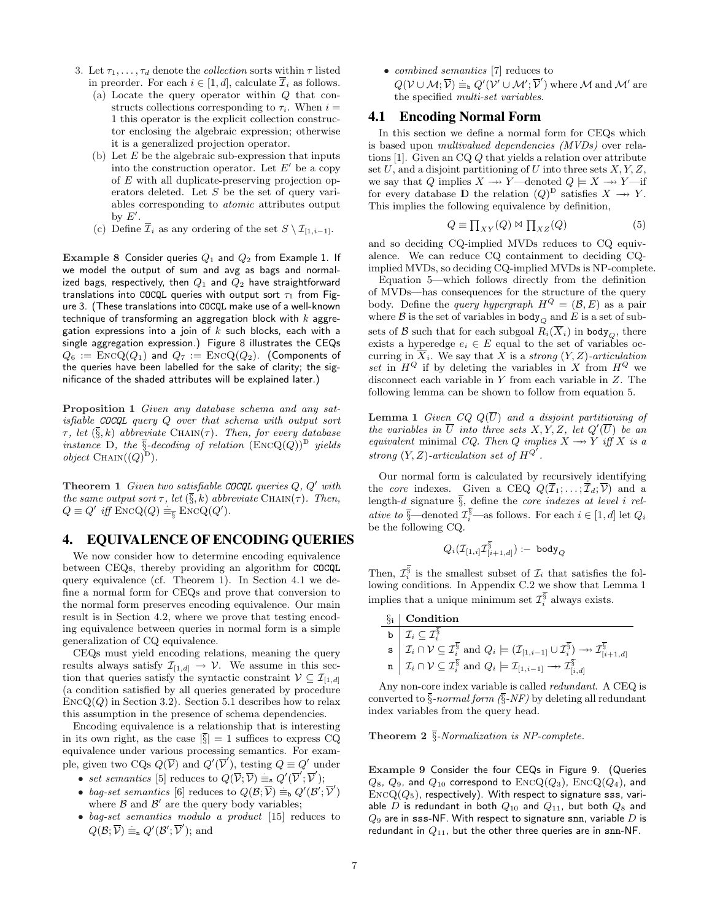3. Let $\tau_1, \ldots, \tau_d$ denote the *collection* sorts within $\tau$ listed in preorder. For each $i \in [1, d]$, calculate $\overline{\mathcal{I}}_i$ as follows.
   (a) Locate the query operator within $Q$ that constructs collections corresponding to $\tau_i$. When $i = 1$ this operator is the explicit collection constructor enclosing the algebraic expression; otherwise it is a generalized projection operator.
   (b) Let $E$ be the algebraic sub-expression that inputs into the construction operator. Let $E'$ be a copy of $E$ with all duplicate-preserving projection operators deleted. Let $S$ be the set of query variables corresponding to *atomic* attributes output by $E'$.
   (c) Define $\overline{\mathcal{I}}_i$ as any ordering of the set $S \setminus \mathcal{I}_{[1,i-1]}$.

**Example 8** Consider queries $Q_1$ and $Q_2$ from Example 1. If we model the output of sum and avg as bags and normalized bags, respectively, then $Q_1$ and $Q_2$ have straightforward translations into COCQL queries with output sort $\tau_1$ from Figure 3. (These translations into COCQL make use of a well-known technique of transforming an aggregation block with $k$ aggregation expressions into a join of $k$ such blocks, each with a single aggregation expression.) Figure 8 illustrates the CEQs $Q_6 := \text{EncQ}(Q_1)$ and $Q_7 := \text{EncQ}(Q_2)$. (Components of the queries have been labelled for the sake of clarity; the significance of the shaded attributes will be explained later.)

**Proposition 1** *Given any database schema and any satisfiable COCQL query $Q$ over that schema with output sort $\tau$, let $(\overline{\S}, k)$ abbreviate $\text{Chain}(\tau)$. Then, for every database instance $\mathbb{D}$, the $\overline{\S}$-decoding of relation $(\text{EncQ}(Q))^{\mathbb{D}}$ yields object $\text{Chain}((Q)^{\mathbb{D}})$.*

**Theorem 1** *Given two satisfiable COCQL queries $Q, Q'$ with the same output sort $\tau$, let $(\overline{\S}, k)$ abbreviate $\text{Chain}(\tau)$. Then, $Q \equiv Q'$ iff $\text{EncQ}(Q) \doteq_{\overline{\S}} \text{EncQ}(Q')$.*

## 4. EQUIVALENCE OF ENCODING QUERIES

We now consider how to determine encoding equivalence between CEQs, thereby providing an algorithm for COCQL query equivalence (cf. Theorem 1). In Section 4.1 we define a normal form for CEQs and prove that conversion to the normal form preserves encoding equivalence. Our main result is in Section 4.2, where we prove that testing encoding equivalence between queries in normal form is a simple generalization of CQ equivalence.

CEQs must yield encoding relations, meaning the query results always satisfy $\mathcal{I}_{[1,d]} \rightarrow \mathcal{V}$. We assume in this section that queries satisfy the syntactic constraint $\mathcal{V} \subseteq \mathcal{I}_{[1,d]}$ (a condition satisfied by all queries generated by procedure $\text{EncQ}(Q)$ in Section 3.2). Section 5.1 describes how to relax this assumption in the presence of schema dependencies.

Encoding equivalence is a relationship that is interesting in its own right, as the case $|\overline{\S}| = 1$ suffices to express CQ equivalence under various processing semantics. For example, given two CQs $Q(\overline{\mathcal{V}})$ and $Q'(\overline{\mathcal{V}}')$, testing $Q \equiv Q'$ under

- *set semantics* [5] reduces to $Q(\overline{\mathcal{V}}; \overline{\mathcal{V}}) \doteq_{\mathtt{s}} Q'(\overline{\mathcal{V}}'; \overline{\mathcal{V}}')$;
- *bag-set semantics* [6] reduces to $Q(\mathcal{B}; \overline{\mathcal{V}}) \doteq_{\mathtt{b}} Q'(\mathcal{B}'; \overline{\mathcal{V}}')$ where $\mathcal{B}$ and $\mathcal{B}'$ are the query body variables;
- *bag-set semantics modulo a product* [15] reduces to $Q(\mathcal{B}; \overline{\mathcal{V}}) \doteq_{\mathtt{n}} Q'(\mathcal{B}'; \overline{\mathcal{V}}')$; and
- *combined semantics* [7] reduces to $Q(\mathcal{V} \cup \mathcal{M}; \overline{\mathcal{V}}) \doteq_{\mathtt{b}} Q'(\mathcal{V}' \cup \mathcal{M}'; \overline{\mathcal{V}}')$ where $\mathcal{M}$ and $\mathcal{M}'$ are the specified *multi-set variables*.

### 4.1 Encoding Normal Form

In this section we define a normal form for CEQs which is based upon *multivalued dependencies (MVDs)* over relations [1]. Given an CQ $Q$ that yields a relation over attribute set $U$, and a disjoint partitioning of $U$ into three sets $X, Y, Z$, we say that $Q$ implies $X \twoheadrightarrow Y$—denoted $Q \models X \twoheadrightarrow Y$—if for every database $\mathbb{D}$ the relation $(Q)^{\mathbb{D}}$ satisfies $X \twoheadrightarrow Y$. This implies the following equivalence by definition,

$$Q \equiv \prod_{XY}(Q) \bowtie \prod_{XZ}(Q) \tag{5}$$

and so deciding CQ-implied MVDs reduces to CQ equivalence. We can reduce CQ containment to deciding CQ-implied MVDs, so deciding CQ-implied MVDs is NP-complete.

Equation 5—which follows directly from the definition of MVDs—has consequences for the structure of the query body. Define the *query hypergraph* $H^Q = (\mathcal{B}, E)$ as a pair where $\mathcal{B}$ is the set of variables in $\mathtt{body}_Q$ and $E$ is a set of subsets of $\mathcal{B}$ such that for each subgoal $R_i(\overline{X}_i)$ in $\mathtt{body}_Q$, there exists a hyperedge $e_i \in E$ equal to the set of variables occurring in $\overline{X}_i$. We say that $X$ is a *strong $(Y, Z)$-articulation set* in $H^Q$ if by deleting the variables in $X$ from $H^Q$ we disconnect each variable in $Y$ from each variable in $Z$. The following lemma can be shown to follow from equation 5.

**Lemma 1** *Given CQ $Q(\overline{U})$ and a disjoint partitioning of the variables in $\overline{U}$ into three sets $X, Y, Z$, let $Q'(\overline{U})$ be an equivalent minimal CQ. Then $Q$ implies $X \twoheadrightarrow Y$ iff $X$ is a strong $(Y, Z)$-articulation set of $H^{Q'}$.*

Our normal form is calculated by recursively identifying the *core* indexes. Given a CEQ $Q(\overline{\mathcal{I}}_1; \ldots; \overline{\mathcal{I}}_d; \overline{\mathcal{V}})$ and a length-$d$ signature $\overline{\S}$, define the *core indexes at level $i$ relative to $\overline{\S}$*—denoted $\mathcal{I}_i^{\overline{\S}}$—as follows. For each $i \in [1, d]$ let $Q_i$ be the following CQ.

$$Q_i(\mathcal{I}_{[1,i]} \mathcal{I}^{\overline{\S}}_{[i+1,d]}) :- \ \mathtt{body}_Q$$

Then, $\mathcal{I}_i^{\overline{\S}}$ is the smallest subset of $\mathcal{I}_i$ that satisfies the following conditions. In Appendix C.2 we show that Lemma 1 implies that a unique minimum set $\mathcal{I}_i^{\overline{\S}}$ always exists.

| $\S_{\mathtt{i}}$ | **Condition** |
|---|---|
| $\mathtt{b}$ | $\mathcal{I}_i \subseteq \mathcal{I}_i^{\overline{\S}}$ |
| $\mathtt{s}$ | $\mathcal{I}_i \cap \mathcal{V} \subseteq \mathcal{I}_i^{\overline{\S}}$ and $Q_i \models (\mathcal{I}_{[1,i-1]} \cup \mathcal{I}_i^{\overline{\S}}) \twoheadrightarrow \mathcal{I}^{\overline{\S}}_{[i+1,d]}$ |
| $\mathtt{n}$ | $\mathcal{I}_i \cap \mathcal{V} \subseteq \mathcal{I}_i^{\overline{\S}}$ and $Q_i \models \mathcal{I}_{[1,i-1]} \twoheadrightarrow \mathcal{I}^{\overline{\S}}_{[i,d]}$ |

Any non-core index variable is called *redundant*. A CEQ is converted to *$\overline{\S}$-normal form ($\overline{\S}$-NF)* by deleting all redundant index variables from the query head.

**Theorem 2** *$\overline{\S}$-Normalization is NP-complete.*

**Example 9** Consider the four CEQs in Figure 9. (Queries $Q_8$, $Q_9$, and $Q_{10}$ correspond to $\text{EncQ}(Q_3)$, $\text{EncQ}(Q_4)$, and $\text{EncQ}(Q_5)$, respectively). With respect to signature sss, variable $D$ is redundant in both $Q_{10}$ and $Q_{11}$, but both $Q_8$ and $Q_9$ are in sss-NF. With respect to signature snn, variable $D$ is redundant in $Q_{11}$, but the other three queries are in snn-NF.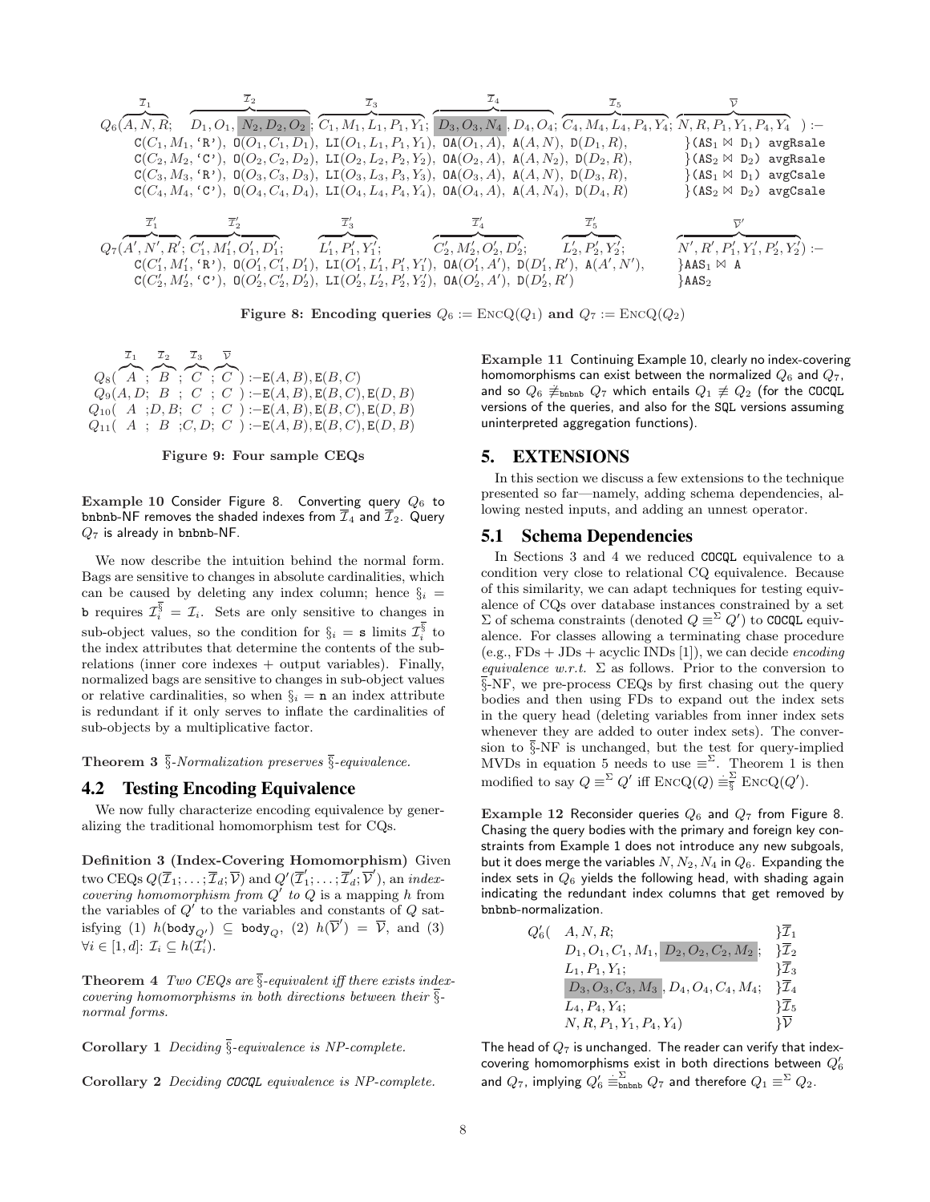$$
Q_6(\overbrace{A,N,R}^{\overline{\mathcal{I}}_1};\ \overbrace{D_1,O_1,\boxed{N_2,D_2,O_2}}^{\overline{\mathcal{I}}_2};\ \overbrace{C_1,M_1,L_1,P_1,Y_1}^{\overline{\mathcal{I}}_3};\ \overbrace{\boxed{D_3,O_3,N_4},D_4,O_4}^{\overline{\mathcal{I}}_4};\ \overbrace{C_4,M_4,L_4,P_4,Y_4}^{\overline{\mathcal{I}}_5};\ \overbrace{N,R,P_1,Y_1,P_4,Y_4}^{\overline{\mathcal{V}}}) \text{ :-}
$$

$$
\begin{array}{ll}
\mathtt{C}(C_1,M_1,\text{`R'}),\ \mathtt{O}(O_1,C_1,D_1),\ \mathtt{LI}(O_1,L_1,P_1,Y_1),\ \mathtt{OA}(O_1,A),\ \mathtt{A}(A,N),\ \mathtt{D}(D_1,R), & \}(\mathtt{AS}_1 \bowtie \mathtt{D}_1)\ \mathtt{avgRsale} \\
\mathtt{C}(C_2,M_2,\text{`C'}),\ \mathtt{O}(O_2,C_2,D_2),\ \mathtt{LI}(O_2,L_2,P_2,Y_2),\ \mathtt{OA}(O_2,A),\ \mathtt{A}(A,N_2),\ \mathtt{D}(D_2,R), & \}(\mathtt{AS}_2 \bowtie \mathtt{D}_2)\ \mathtt{avgRsale} \\
\mathtt{C}(C_3,M_3,\text{`R'}),\ \mathtt{O}(O_3,C_3,D_3),\ \mathtt{LI}(O_3,L_3,P_3,Y_3),\ \mathtt{OA}(O_3,A),\ \mathtt{A}(A,N),\ \mathtt{D}(D_3,R), & \}(\mathtt{AS}_1 \bowtie \mathtt{D}_1)\ \mathtt{avgCsale} \\
\mathtt{C}(C_4,M_4,\text{`C'}),\ \mathtt{O}(O_4,C_4,D_4),\ \mathtt{LI}(O_4,L_4,P_4,Y_4),\ \mathtt{OA}(O_4,A),\ \mathtt{A}(A,N_4),\ \mathtt{D}(D_4,R) & \}(\mathtt{AS}_2 \bowtie \mathtt{D}_2)\ \mathtt{avgCsale}
\end{array}
$$

$$
Q_7(\overbrace{A',N',R'}^{\overline{\mathcal{I}}'_1};\ \overbrace{C'_1,M'_1,O'_1,D'_1}^{\overline{\mathcal{I}}'_2};\ \overbrace{L'_1,P'_1,Y'_1}^{\overline{\mathcal{I}}'_3};\ \overbrace{C'_2,M'_2,O'_2,D'_2}^{\overline{\mathcal{I}}'_4};\ \overbrace{L'_2,P'_2,Y'_2}^{\overline{\mathcal{I}}'_5};\ \overbrace{N',R',P'_1,Y'_1,P'_2,Y'_2}^{\overline{\mathcal{V}}'}) \text{ :-}
$$

$$
\begin{array}{ll}
\mathtt{C}(C'_1,M'_1,\text{`R'}),\ \mathtt{O}(O'_1,C'_1,D'_1),\ \mathtt{LI}(O'_1,L'_1,P'_1,Y'_1),\ \mathtt{OA}(O'_1,A'),\ \mathtt{D}(D'_1,R'),\ \mathtt{A}(A',N'), & \}\mathtt{AAS}_1 \bowtie \mathtt{A} \\
\mathtt{C}(C'_2,M'_2,\text{`C'}),\ \mathtt{O}(O'_2,C'_2,D'_2),\ \mathtt{LI}(O'_2,L'_2,P'_2,Y'_2),\ \mathtt{OA}(O'_2,A'),\ \mathtt{D}(D'_2,R') & \}\mathtt{AAS}_2
\end{array}
$$

**Figure 8: Encoding queries $Q_6 := \textsc{EncQ}(Q_1)$ and $Q_7 := \textsc{EncQ}(Q_2)$**

$$
\begin{array}{l}
Q_8(\overbrace{A}^{\overline{\mathcal{I}}_1};\ \overbrace{B}^{\overline{\mathcal{I}}_2};\ \overbrace{C}^{\overline{\mathcal{I}}_3};\ \overbrace{C}^{\overline{\mathcal{V}}}) \text{ :-} \mathtt{E}(A,B), \mathtt{E}(B,C) \\
Q_9(A,D;\ B\ ;\ C\ ;\ C\ ) \text{ :-} \mathtt{E}(A,B), \mathtt{E}(B,C), \mathtt{E}(D,B) \\
Q_{10}(\ A\ ; D,B;\ C\ ;\ C\ ) \text{ :-} \mathtt{E}(A,B), \mathtt{E}(B,C), \mathtt{E}(D,B) \\
Q_{11}(\ A\ ;\ B\ ; C,D;\ C\ ) \text{ :-} \mathtt{E}(A,B), \mathtt{E}(B,C), \mathtt{E}(D,B)
\end{array}
$$

**Figure 9: Four sample CEQs**

**Example 10** Consider Figure 8. Converting query $Q_6$ to bnbnb-NF removes the shaded indexes from $\overline{\mathcal{I}}_4$ and $\overline{\mathcal{I}}_2$. Query $Q_7$ is already in bnbnb-NF.

We now describe the intuition behind the normal form. Bags are sensitive to changes in absolute cardinalities, which can be caused by deleting any index column; hence $\S_i =$ b requires $\mathcal{I}_i^{\overline{\S}} = \mathcal{I}_i$. Sets are only sensitive to changes in sub-object values, so the condition for $\S_i =$ s limits $\mathcal{I}_i^{\overline{\S}}$ to the index attributes that determine the contents of the sub-relations (inner core indexes + output variables). Finally, normalized bags are sensitive to changes in sub-object values or relative cardinalities, so when $\S_i =$ n an index attribute is redundant if it only serves to inflate the cardinalities of sub-objects by a multiplicative factor.

**Theorem 3** *$\overline{\S}$-Normalization preserves $\overline{\S}$-equivalence.*

## 4.2 Testing Encoding Equivalence

We now fully characterize encoding equivalence by generalizing the traditional homomorphism test for CQs.

**Definition 3 (Index-Covering Homomorphism)** Given two CEQs $Q(\overline{\mathcal{I}}_1;\ldots;\overline{\mathcal{I}}_d;\overline{\mathcal{V}})$ and $Q'(\overline{\mathcal{I}}'_1;\ldots;\overline{\mathcal{I}}'_d;\overline{\mathcal{V}}')$, an *index-covering homomorphism from $Q'$ to $Q$* is a mapping $h$ from the variables of $Q'$ to the variables and constants of $Q$ satisfying (1) $h(\mathtt{body}_{Q'}) \subseteq \mathtt{body}_Q$, (2) $h(\overline{\mathcal{V}}') = \overline{\mathcal{V}}$, and (3) $\forall i \in [1,d]$: $\mathcal{I}_i \subseteq h(\mathcal{I}'_i)$.

**Theorem 4** *Two CEQs are $\overline{\S}$-equivalent iff there exists index-covering homomorphisms in both directions between their $\overline{\S}$-normal forms.*

**Corollary 1** *Deciding $\overline{\S}$-equivalence is NP-complete.*

**Corollary 2** *Deciding COCQL equivalence is NP-complete.*

**Example 11** Continuing Example 10, clearly no index-covering homomorphisms can exist between the normalized $Q_6$ and $Q_7$, and so $Q_6 \not\equiv_{\mathtt{bnbnb}} Q_7$ which entails $Q_1 \not\equiv Q_2$ (for the COCQL versions of the queries, and also for the SQL versions assuming uninterpreted aggregation functions).

# 5. EXTENSIONS

In this section we discuss a few extensions to the technique presented so far—namely, adding schema dependencies, allowing nested inputs, and adding an unnest operator.

## 5.1 Schema Dependencies

In Sections 3 and 4 we reduced COCQL equivalence to a condition very close to relational CQ equivalence. Because of this similarity, we can adapt techniques for testing equivalence of CQs over database instances constrained by a set $\Sigma$ of schema constraints (denoted $Q \equiv^{\Sigma} Q'$) to COCQL equivalence. For classes allowing a terminating chase procedure (e.g., FDs + JDs + acyclic INDs [1]), we can decide *encoding equivalence w.r.t.* $\Sigma$ as follows. Prior to the conversion to $\overline{\S}$-NF, we pre-process CEQs by first chasing out the query bodies and then using FDs to expand out the index sets in the query head (deleting variables from inner index sets whenever they are added to outer index sets). The conversion to $\overline{\S}$-NF is unchanged, but the test for query-implied MVDs in equation 5 needs to use $\equiv^{\Sigma}$. Theorem 1 is then modified to say $Q \equiv^{\Sigma} Q'$ iff $\textsc{EncQ}(Q) \doteq^{\Sigma}_{\overline{\S}} \textsc{EncQ}(Q')$.

**Example 12** Reconsider queries $Q_6$ and $Q_7$ from Figure 8. Chasing the query bodies with the primary and foreign key constraints from Example 1 does not introduce any new subgoals, but it does merge the variables $N, N_2, N_4$ in $Q_6$. Expanding the index sets in $Q_6$ yields the following head, with shading again indicating the redundant index columns that get removed by bnbnb-normalization.

$$
\begin{array}{lr}
Q'_6(\ \ A,N,R; & \}\overline{\mathcal{I}}_1 \\
\quad D_1,O_1,C_1,M_1,\ \boxed{D_2,O_2,C_2,M_2}; & \}\overline{\mathcal{I}}_2 \\
\quad L_1,P_1,Y_1; & \}\overline{\mathcal{I}}_3 \\
\quad \boxed{D_3,O_3,C_3,M_3},D_4,O_4,C_4,M_4; & \}\overline{\mathcal{I}}_4 \\
\quad L_4,P_4,Y_4; & \}\overline{\mathcal{I}}_5 \\
\quad N,R,P_1,Y_1,P_4,Y_4) & \}\overline{\mathcal{V}}
\end{array}
$$

The head of $Q_7$ is unchanged. The reader can verify that index-covering homomorphisms exist in both directions between $Q'_6$ and $Q_7$, implying $Q'_6 \doteq^{\Sigma}_{\mathtt{bnbnb}} Q_7$ and therefore $Q_1 \equiv^{\Sigma} Q_2$.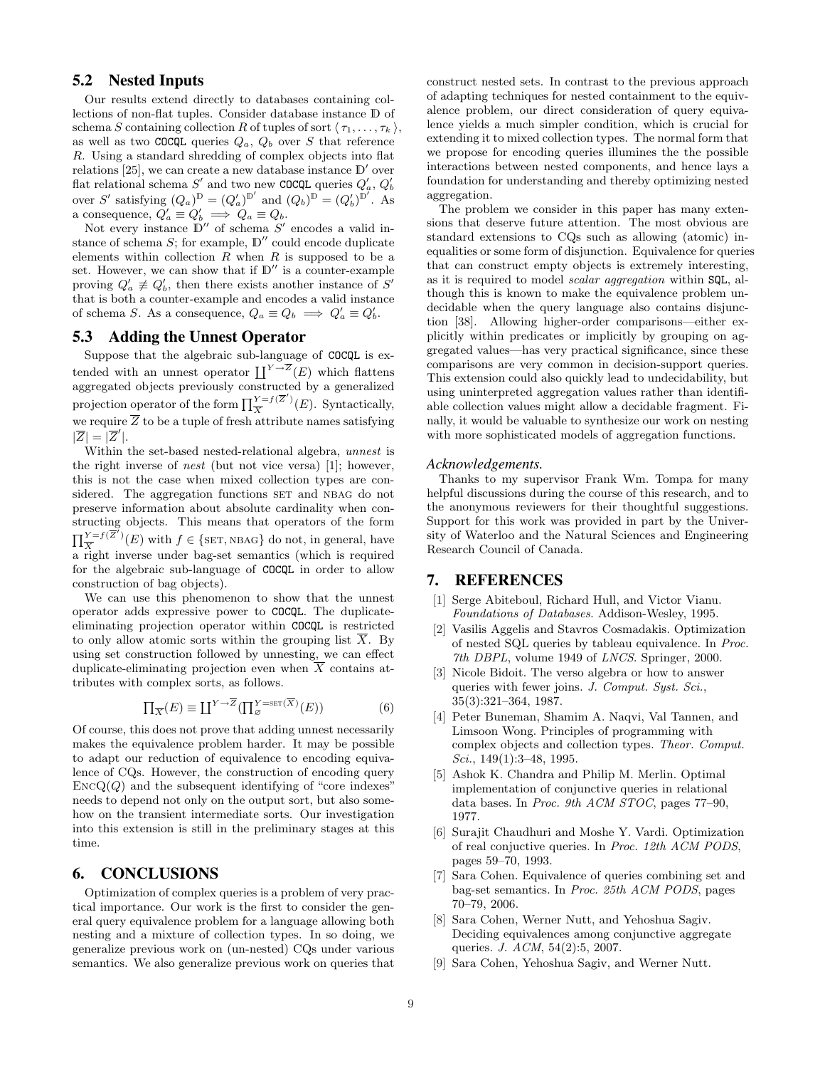## 5.2 Nested Inputs

Our results extend directly to databases containing collections of non-flat tuples. Consider database instance $\mathbb{D}$ of schema $S$ containing collection $R$ of tuples of sort $\langle \tau_1, \ldots, \tau_k \rangle$, as well as two COCQL queries $Q_a$, $Q_b$ over $S$ that reference $R$. Using a standard shredding of complex objects into flat relations [25], we can create a new database instance $\mathbb{D}'$ over flat relational schema $S'$ and two new COCQL queries $Q'_a$, $Q'_b$ over $S'$ satisfying $(Q_a)^{\mathbb{D}} = (Q'_a)^{\mathbb{D}'}$ and $(Q_b)^{\mathbb{D}} = (Q'_b)^{\mathbb{D}'}$. As a consequence, $Q'_a \equiv Q'_b \implies Q_a \equiv Q_b$.

Not every instance $\mathbb{D}''$ of schema $S'$ encodes a valid instance of schema $S$; for example, $\mathbb{D}''$ could encode duplicate elements within collection $R$ when $R$ is supposed to be a set. However, we can show that if $\mathbb{D}''$ is a counter-example proving $Q'_a \not\equiv Q'_b$, then there exists another instance of $S'$ that is both a counter-example and encodes a valid instance of schema $S$. As a consequence, $Q_a \equiv Q_b \implies Q'_a \equiv Q'_b$.

## 5.3 Adding the Unnest Operator

Suppose that the algebraic sub-language of COCQL is extended with an unnest operator $\coprod^{Y \to \overline{Z}}(E)$ which flattens aggregated objects previously constructed by a generalized projection operator of the form $\prod_{\overline{X}}^{Y=f(\overline{Z}')}(E)$. Syntactically, we require $\overline{Z}$ to be a tuple of fresh attribute names satisfying $|\overline{Z}| = |\overline{Z}'|$.

Within the set-based nested-relational algebra, *unnest* is the right inverse of *nest* (but not vice versa) [1]; however, this is not the case when mixed collection types are considered. The aggregation functions SET and NBAG do not preserve information about absolute cardinality when constructing objects. This means that operators of the form $\prod_{\overline{X}}^{Y=f(\overline{Z}')}(E)$ with $f \in \{\text{SET}, \text{NBAG}\}$ do not, in general, have a right inverse under bag-set semantics (which is required for the algebraic sub-language of COCQL in order to allow construction of bag objects).

We can use this phenomenon to show that the unnest operator adds expressive power to COCQL. The duplicate-eliminating projection operator within COCQL is restricted to only allow atomic sorts within the grouping list $\overline{X}$. By using set construction followed by unnesting, we can effect duplicate-eliminating projection even when $\overline{X}$ contains attributes with complex sorts, as follows.

$$\prod_{\overline{X}}(E) \equiv \coprod^{Y \to \overline{Z}}(\prod_{\varnothing}^{Y=\text{SET}(\overline{X})}(E)) \qquad (6)$$

Of course, this does not prove that adding unnest necessarily makes the equivalence problem harder. It may be possible to adapt our reduction of equivalence to encoding equivalence of CQs. However, the construction of encoding query $\text{EncQ}(Q)$ and the subsequent identifying of "core indexes" needs to depend not only on the output sort, but also somehow on the transient intermediate sorts. Our investigation into this extension is still in the preliminary stages at this time.

# 6. CONCLUSIONS

Optimization of complex queries is a problem of very practical importance. Our work is the first to consider the general query equivalence problem for a language allowing both nesting and a mixture of collection types. In so doing, we generalize previous work on (un-nested) CQs under various semantics. We also generalize previous work on queries that construct nested sets. In contrast to the previous approach of adapting techniques for nested containment to the equivalence problem, our direct consideration of query equivalence yields a much simpler condition, which is crucial for extending it to mixed collection types. The normal form that we propose for encoding queries illumines the the possible interactions between nested components, and hence lays a foundation for understanding and thereby optimizing nested aggregation.

The problem we consider in this paper has many extensions that deserve future attention. The most obvious are standard extensions to CQs such as allowing (atomic) inequalities or some form of disjunction. Equivalence for queries that can construct empty objects is extremely interesting, as it is required to model *scalar aggregation* within SQL, although this is known to make the equivalence problem undecidable when the query language also contains disjunction [38]. Allowing higher-order comparisons—either explicitly within predicates or implicitly by grouping on aggregated values—has very practical significance, since these comparisons are very common in decision-support queries. This extension could also quickly lead to undecidability, but using uninterpreted aggregation values rather than identifiable collection values might allow a decidable fragment. Finally, it would be valuable to synthesize our work on nesting with more sophisticated models of aggregation functions.

### *Acknowledgements.*

Thanks to my supervisor Frank Wm. Tompa for many helpful discussions during the course of this research, and to the anonymous reviewers for their thoughtful suggestions. Support for this work was provided in part by the University of Waterloo and the Natural Sciences and Engineering Research Council of Canada.

# 7. REFERENCES

[1] Serge Abiteboul, Richard Hull, and Victor Vianu. *Foundations of Databases*. Addison-Wesley, 1995.

[2] Vasilis Aggelis and Stavros Cosmadakis. Optimization of nested SQL queries by tableau equivalence. In *Proc. 7th DBPL*, volume 1949 of *LNCS*. Springer, 2000.

[3] Nicole Bidoit. The verso algebra or how to answer queries with fewer joins. *J. Comput. Syst. Sci.*, 35(3):321–364, 1987.

[4] Peter Buneman, Shamim A. Naqvi, Val Tannen, and Limsoon Wong. Principles of programming with complex objects and collection types. *Theor. Comput. Sci.*, 149(1):3–48, 1995.

[5] Ashok K. Chandra and Philip M. Merlin. Optimal implementation of conjunctive queries in relational data bases. In *Proc. 9th ACM STOC*, pages 77–90, 1977.

[6] Surajit Chaudhuri and Moshe Y. Vardi. Optimization of real conjuctive queries. In *Proc. 12th ACM PODS*, pages 59–70, 1993.

[7] Sara Cohen. Equivalence of queries combining set and bag-set semantics. In *Proc. 25th ACM PODS*, pages 70–79, 2006.

[8] Sara Cohen, Werner Nutt, and Yehoshua Sagiv. Deciding equivalences among conjunctive aggregate queries. *J. ACM*, 54(2):5, 2007.

[9] Sara Cohen, Yehoshua Sagiv, and Werner Nutt.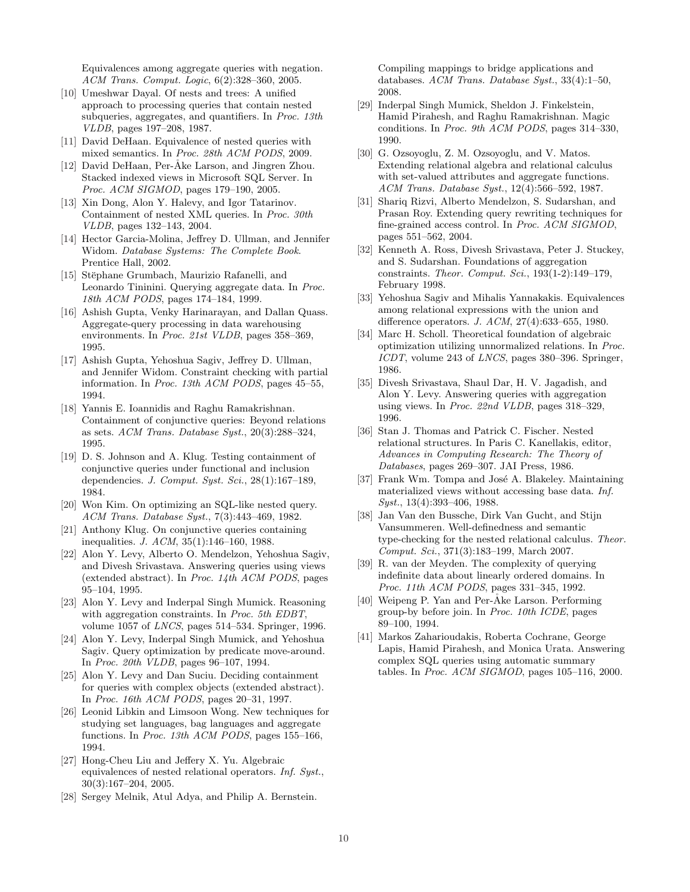Equivalences among aggregate queries with negation. *ACM Trans. Comput. Logic*, 6(2):328–360, 2005.

[10] Umeshwar Dayal. Of nests and trees: A unified approach to processing queries that contain nested subqueries, aggregates, and quantifiers. In *Proc. 13th VLDB*, pages 197–208, 1987.

[11] David DeHaan. Equivalence of nested queries with mixed semantics. In *Proc. 28th ACM PODS*, 2009.

[12] David DeHaan, Per-Åke Larson, and Jingren Zhou. Stacked indexed views in Microsoft SQL Server. In *Proc. ACM SIGMOD*, pages 179–190, 2005.

[13] Xin Dong, Alon Y. Halevy, and Igor Tatarinov. Containment of nested XML queries. In *Proc. 30th VLDB*, pages 132–143, 2004.

[14] Hector Garcia-Molina, Jeffrey D. Ullman, and Jennifer Widom. *Database Systems: The Complete Book*. Prentice Hall, 2002.

[15] Stëphane Grumbach, Maurizio Rafanelli, and Leonardo Tininini. Querying aggregate data. In *Proc. 18th ACM PODS*, pages 174–184, 1999.

[16] Ashish Gupta, Venky Harinarayan, and Dallan Quass. Aggregate-query processing in data warehousing environments. In *Proc. 21st VLDB*, pages 358–369, 1995.

[17] Ashish Gupta, Yehoshua Sagiv, Jeffrey D. Ullman, and Jennifer Widom. Constraint checking with partial information. In *Proc. 13th ACM PODS*, pages 45–55, 1994.

[18] Yannis E. Ioannidis and Raghu Ramakrishnan. Containment of conjunctive queries: Beyond relations as sets. *ACM Trans. Database Syst.*, 20(3):288–324, 1995.

[19] D. S. Johnson and A. Klug. Testing containment of conjunctive queries under functional and inclusion dependencies. *J. Comput. Syst. Sci.*, 28(1):167–189, 1984.

[20] Won Kim. On optimizing an SQL-like nested query. *ACM Trans. Database Syst.*, 7(3):443–469, 1982.

[21] Anthony Klug. On conjunctive queries containing inequalities. *J. ACM*, 35(1):146–160, 1988.

[22] Alon Y. Levy, Alberto O. Mendelzon, Yehoshua Sagiv, and Divesh Srivastava. Answering queries using views (extended abstract). In *Proc. 14th ACM PODS*, pages 95–104, 1995.

[23] Alon Y. Levy and Inderpal Singh Mumick. Reasoning with aggregation constraints. In *Proc. 5th EDBT*, volume 1057 of *LNCS*, pages 514–534. Springer, 1996.

[24] Alon Y. Levy, Inderpal Singh Mumick, and Yehoshua Sagiv. Query optimization by predicate move-around. In *Proc. 20th VLDB*, pages 96–107, 1994.

[25] Alon Y. Levy and Dan Suciu. Deciding containment for queries with complex objects (extended abstract). In *Proc. 16th ACM PODS*, pages 20–31, 1997.

[26] Leonid Libkin and Limsoon Wong. New techniques for studying set languages, bag languages and aggregate functions. In *Proc. 13th ACM PODS*, pages 155–166, 1994.

[27] Hong-Cheu Liu and Jeffery X. Yu. Algebraic equivalences of nested relational operators. *Inf. Syst.*, 30(3):167–204, 2005.

[28] Sergey Melnik, Atul Adya, and Philip A. Bernstein. Compiling mappings to bridge applications and databases. *ACM Trans. Database Syst.*, 33(4):1–50, 2008.

[29] Inderpal Singh Mumick, Sheldon J. Finkelstein, Hamid Pirahesh, and Raghu Ramakrishnan. Magic conditions. In *Proc. 9th ACM PODS*, pages 314–330, 1990.

[30] G. Ozsoyoglu, Z. M. Ozsoyoglu, and V. Matos. Extending relational algebra and relational calculus with set-valued attributes and aggregate functions. *ACM Trans. Database Syst.*, 12(4):566–592, 1987.

[31] Shariq Rizvi, Alberto Mendelzon, S. Sudarshan, and Prasan Roy. Extending query rewriting techniques for fine-grained access control. In *Proc. ACM SIGMOD*, pages 551–562, 2004.

[32] Kenneth A. Ross, Divesh Srivastava, Peter J. Stuckey, and S. Sudarshan. Foundations of aggregation constraints. *Theor. Comput. Sci.*, 193(1-2):149–179, February 1998.

[33] Yehoshua Sagiv and Mihalis Yannakakis. Equivalences among relational expressions with the union and difference operators. *J. ACM*, 27(4):633–655, 1980.

[34] Marc H. Scholl. Theoretical foundation of algebraic optimization utilizing unnormalized relations. In *Proc. ICDT*, volume 243 of *LNCS*, pages 380–396. Springer, 1986.

[35] Divesh Srivastava, Shaul Dar, H. V. Jagadish, and Alon Y. Levy. Answering queries with aggregation using views. In *Proc. 22nd VLDB*, pages 318–329, 1996.

[36] Stan J. Thomas and Patrick C. Fischer. Nested relational structures. In Paris C. Kanellakis, editor, *Advances in Computing Research: The Theory of Databases*, pages 269–307. JAI Press, 1986.

[37] Frank Wm. Tompa and José A. Blakeley. Maintaining materialized views without accessing base data. *Inf. Syst.*, 13(4):393–406, 1988.

[38] Jan Van den Bussche, Dirk Van Gucht, and Stijn Vansummeren. Well-definedness and semantic type-checking for the nested relational calculus. *Theor. Comput. Sci.*, 371(3):183–199, March 2007.

[39] R. van der Meyden. The complexity of querying indefinite data about linearly ordered domains. In *Proc. 11th ACM PODS*, pages 331–345, 1992.

[40] Weipeng P. Yan and Per-Åke Larson. Performing group-by before join. In *Proc. 10th ICDE*, pages 89–100, 1994.

[41] Markos Zaharioudakis, Roberta Cochrane, George Lapis, Hamid Pirahesh, and Monica Urata. Answering complex SQL queries using automatic summary tables. In *Proc. ACM SIGMOD*, pages 105–116, 2000.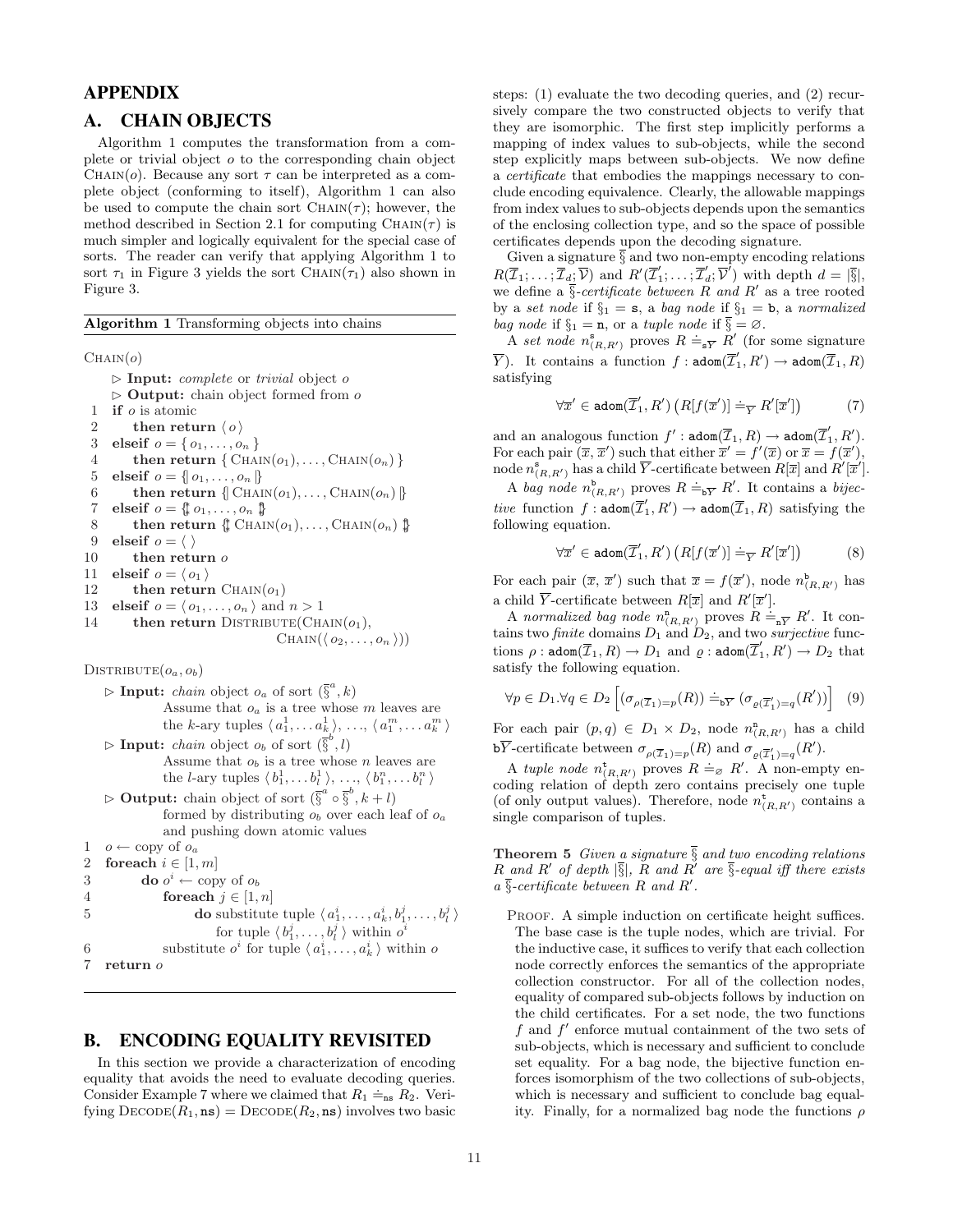# APPENDIX

## A. CHAIN OBJECTS

Algorithm 1 computes the transformation from a complete or trivial object $o$ to the corresponding chain object $\text{CHAIN}(o)$. Because any sort $\tau$ can be interpreted as a complete object (conforming to itself), Algorithm 1 can also be used to compute the chain sort $\text{CHAIN}(\tau)$; however, the method described in Section 2.1 for computing $\text{CHAIN}(\tau)$ is much simpler and logically equivalent for the special case of sorts. The reader can verify that applying Algorithm 1 to sort $\tau_1$ in Figure 3 yields the sort $\text{CHAIN}(\tau_1)$ also shown in Figure 3.

**Algorithm 1** Transforming objects into chains

```
CHAIN(o)
    ▷ Input: complete or trivial object o
    ▷ Output: chain object formed from o
1   if o is atomic
2       then return ⟨ o ⟩
3   elseif o = { o_1, ..., o_n }
4       then return { CHAIN(o_1), ..., CHAIN(o_n) }
5   elseif o = {| o_1, ..., o_n |}
6       then return {| CHAIN(o_1), ..., CHAIN(o_n) |}
7   elseif o = {{ o_1, ..., o_n }}
8       then return {{ CHAIN(o_1), ..., CHAIN(o_n) }}
9   elseif o = ⟨ ⟩
10      then return o
11  elseif o = ⟨ o_1 ⟩
12      then return CHAIN(o_1)
13  elseif o = ⟨ o_1, ..., o_n ⟩ and n > 1
14      then return DISTRIBUTE(CHAIN(o_1),
                               CHAIN(⟨ o_2, ..., o_n ⟩))

DISTRIBUTE(o_a, o_b)
    ▷ Input: chain object o_a of sort (§̄^a, k)
             Assume that o_a is a tree whose m leaves are
             the k-ary tuples ⟨ a^1_1, ... a^1_k ⟩, ..., ⟨ a^m_1, ... a^m_k ⟩
    ▷ Input: chain object o_b of sort (§̄^b, l)
             Assume that o_b is a tree whose n leaves are
             the l-ary tuples ⟨ b^1_1, ... b^1_l ⟩, ..., ⟨ b^n_1, ... b^n_l ⟩
    ▷ Output: chain object of sort (§̄^a ∘ §̄^b, k + l)
              formed by distributing o_b over each leaf of o_a
              and pushing down atomic values
1   o ← copy of o_a
2   foreach i ∈ [1, m]
3       do o^i ← copy of o_b
4          foreach j ∈ [1, n]
5              do substitute tuple ⟨ a^i_1, ..., a^i_k, b^j_1, ..., b^j_l ⟩
                     for tuple ⟨ b^j_1, ..., b^j_l ⟩ within o^i
6          substitute o^i for tuple ⟨ a^i_1, ..., a^i_k ⟩ within o
7   return o
```

## B. ENCODING EQUALITY REVISITED

In this section we provide a characterization of encoding equality that avoids the need to evaluate decoding queries. Consider Example 7 where we claimed that $R_1 \doteq_{\mathtt{ns}} R_2$. Verifying $\text{DECODE}(R_1, \mathtt{ns}) = \text{DECODE}(R_2, \mathtt{ns})$ involves two basic steps: (1) evaluate the two decoding queries, and (2) recursively compare the two constructed objects to verify that they are isomorphic. The first step implicitly performs a mapping of index values to sub-objects, while the second step explicitly maps between sub-objects. We now define a *certificate* that embodies the mappings necessary to conclude encoding equivalence. Clearly, the allowable mappings from index values to sub-objects depends upon the semantics of the enclosing collection type, and so the space of possible certificates depends upon the decoding signature.

Given a signature $\overline{\S}$ and two non-empty encoding relations $R(\overline{\mathcal{I}}_1; \ldots; \overline{\mathcal{I}}_d; \overline{\mathcal{V}})$ and $R'(\overline{\mathcal{I}}'_1; \ldots; \overline{\mathcal{I}}'_d; \overline{\mathcal{V}}')$ with depth $d = |\overline{\S}|$, we define a $\overline{\S}$*-certificate between* $R$ *and* $R'$ as a tree rooted by a *set node* if $\S_1 = \mathtt{s}$, a *bag node* if $\S_1 = \mathtt{b}$, a *normalized bag node* if $\S_1 = \mathtt{n}$, or a *tuple node* if $\overline{\S} = \varnothing$.

A *set node* $n^{\mathtt{s}}_{(R,R')}$ proves $R \doteq_{\mathtt{s}\overline{Y}} R'$ (for some signature $\overline{Y}$). It contains a function $f : \mathtt{adom}(\overline{\mathcal{I}}'_1, R') \to \mathtt{adom}(\overline{\mathcal{I}}_1, R)$ satisfying

$$\forall \overline{x}' \in \mathtt{adom}(\overline{\mathcal{I}}'_1, R') \left( R[f(\overline{x}')] \doteq_{\overline{Y}} R'[\overline{x}'] \right) \tag{7}$$

and an analogous function $f' : \mathtt{adom}(\overline{\mathcal{I}}_1, R) \to \mathtt{adom}(\overline{\mathcal{I}}'_1, R')$. For each pair $(\overline{x}, \overline{x}')$ such that either $\overline{x}' = f'(\overline{x})$ or $\overline{x} = f(\overline{x}')$, node $n^{\mathtt{s}}_{(R,R')}$ has a child $\overline{Y}$-certificate between $R[\overline{x}]$ and $R'[\overline{x}']$.

A *bag node* $n^{\mathtt{b}}_{(R,R')}$ proves $R \doteq_{\mathtt{b}\overline{Y}} R'$. It contains a *bijective* function $f : \mathtt{adom}(\overline{\mathcal{I}}'_1, R') \to \mathtt{adom}(\overline{\mathcal{I}}_1, R)$ satisfying the following equation.

$$\forall \overline{x}' \in \mathtt{adom}(\overline{\mathcal{I}}'_1, R') \left( R[f(\overline{x}')] \doteq_{\overline{Y}} R'[\overline{x}'] \right) \tag{8}$$

For each pair $(\overline{x}, \overline{x}')$ such that $\overline{x} = f(\overline{x}')$, node $n^{\mathtt{b}}_{(R,R')}$ has a child $\overline{Y}$-certificate between $R[\overline{x}]$ and $R'[\overline{x}']$.

A *normalized bag node* $n^{\mathtt{n}}_{(R,R')}$ proves $R \doteq_{\mathtt{n}\overline{Y}} R'$. It contains two *finite* domains $D_1$ and $D_2$, and two *surjective* functions $\rho : \mathtt{adom}(\overline{\mathcal{I}}_1, R) \to D_1$ and $\varrho : \mathtt{adom}(\overline{\mathcal{I}}'_1, R') \to D_2$ that satisfy the following equation.

$$\forall p \in D_1 . \forall q \in D_2 \left[ (\sigma_{\rho(\overline{\mathcal{I}}_1)=p}(R)) \doteq_{\mathtt{b}\overline{Y}} (\sigma_{\varrho(\overline{\mathcal{I}}'_1)=q}(R')) \right] \tag{9}$$

For each pair $(p, q) \in D_1 \times D_2$, node $n^{\mathtt{n}}_{(R,R')}$ has a child $\mathtt{b}\overline{Y}$-certificate between $\sigma_{\rho(\overline{\mathcal{I}}_1)=p}(R)$ and $\sigma_{\varrho(\overline{\mathcal{I}}'_1)=q}(R')$.

A *tuple node* $n^{\mathtt{t}}_{(R,R')}$ proves $R \doteq_{\varnothing} R'$. A non-empty encoding relation of depth zero contains precisely one tuple (of only output values). Therefore, node $n^{\mathtt{t}}_{(R,R')}$ contains a single comparison of tuples.

**Theorem 5** *Given a signature* $\overline{\S}$ *and two encoding relations* $R$ *and* $R'$ *of depth* $|\overline{\S}|$, $R$ *and* $R'$ *are* $\overline{\S}$*-equal iff there exists a* $\overline{\S}$*-certificate between* $R$ *and* $R'$.

PROOF. A simple induction on certificate height suffices. The base case is the tuple nodes, which are trivial. For the inductive case, it suffices to verify that each collection node correctly enforces the semantics of the appropriate collection constructor. For all of the collection nodes, equality of compared sub-objects follows by induction on the child certificates. For a set node, the two functions $f$ and $f'$ enforce mutual containment of the two sets of sub-objects, which is necessary and sufficient to conclude set equality. For a bag node, the bijective function enforces isomorphism of the two collections of sub-objects, which is necessary and sufficient to conclude bag equality. Finally, for a normalized bag node the functions $\rho$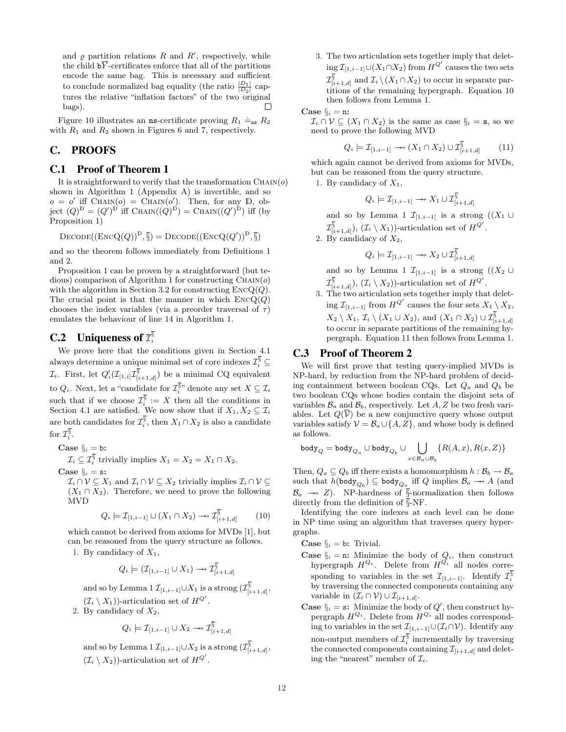and $\varrho$ partition relations $R$ and $R'$, respectively, while the child $\mathtt{b}\overline{Y}$-certificates enforce that all of the partitions encode the same bag. This is necessary and sufficient to conclude normalized bag equality (the ratio $\frac{|D_1|}{|D_2|}$ captures the relative "inflation factors" of the two original bags). □

Figure 10 illustrates an ns-certificate proving $R_1 \doteq_{\mathtt{ns}} R_2$ with $R_1$ and $R_2$ shown in Figures 6 and 7, respectively.

## C. PROOFS

### C.1 Proof of Theorem 1

It is straightforward to verify that the transformation $\text{CHAIN}(o)$ shown in Algorithm 1 (Appendix A) is invertible, and so $o = o'$ iff $\text{CHAIN}(o) = \text{CHAIN}(o')$. Then, for any $\mathbb{D}$, object $(Q)^{\mathbb{D}} = (Q')^{\mathbb{D}}$ iff $\text{CHAIN}((Q)^{\mathbb{D}}) = \text{CHAIN}((Q')^{\mathbb{D}})$ iff (by Proposition 1)

$$\text{DECODE}((\text{ENCQ}(Q))^{\mathbb{D}}, \overline{\S}) = \text{DECODE}((\text{ENCQ}(Q'))^{\mathbb{D}}, \overline{\S})$$

and so the theorem follows immediately from Definitions 1 and 2.

Proposition 1 can be proven by a straightforward (but tedious) comparison of Algorithm 1 for constructing $\text{CHAIN}(o)$ with the algorithm in Section 3.2 for constructing $\text{ENCQ}(Q)$. The crucial point is that the manner in which $\text{ENCQ}(Q)$ chooses the index variables (via a preorder traversal of $\tau$) emulates the behaviour of line 14 in Algorithm 1.

### C.2 Uniqueness of $\overline{\mathcal{I}}_i^{\overline{\S}}$

We prove here that the conditions given in Section 4.1 always determine a unique minimal set of core indexes $\mathcal{I}_i^{\overline{\S}} \subseteq \mathcal{I}_i$. First, let $Q'_i(\mathcal{I}_{[1,i]}\mathcal{I}^{\overline{\S}}_{[i+1,d]})$ be a minimal CQ equivalent to $Q_i$. Next, let a "candidate for $\mathcal{I}_i^{\overline{\S}}$" denote any set $X \subseteq \mathcal{I}_i$ such that if we choose $\mathcal{I}_i^{\overline{\S}} := X$ then all the conditions in Section 4.1 are satisfied. We now show that if $X_1, X_2 \subseteq \mathcal{I}_i$ are both candidates for $\mathcal{I}_i^{\overline{\S}}$, then $X_1 \cap X_2$ is also a candidate for $\mathcal{I}_i^{\overline{\S}}$.

**Case** $\S_i = \mathtt{b}$**:**

$\mathcal{I}_i \subseteq \mathcal{I}_i^{\overline{\S}}$ trivially implies $X_1 = X_2 = X_1 \cap X_2$.

**Case** $\S_i = \mathtt{s}$**:**

$\mathcal{I}_i \cap \mathcal{V} \subseteq X_1$ and $\mathcal{I}_i \cap \mathcal{V} \subseteq X_2$ trivially implies $\mathcal{I}_i \cap \mathcal{V} \subseteq (X_1 \cap X_2)$. Therefore, we need to prove the following MVD

$$Q_i \models \mathcal{I}_{[1,i-1]} \cup (X_1 \cap X_2) \twoheadrightarrow \mathcal{I}^{\overline{\S}}_{[i+1,d]} \tag{10}$$

which cannot be derived from axioms for MVDs [1], but can be reasoned from the query structure as follows.

1. By candidacy of $X_1$,
$$Q_i \models (\mathcal{I}_{[1,i-1]} \cup X_1) \twoheadrightarrow \mathcal{I}^{\overline{\S}}_{[i+1,d]}$$
and so by Lemma 1 $\mathcal{I}_{[1,i-1]} \cup X_1$ is a strong $(\mathcal{I}^{\overline{\S}}_{[i+1,d]}, (\mathcal{I}_i \setminus X_1))$-articulation set of $H^{Q'}$.
2. By candidacy of $X_2$,
$$Q_i \models \mathcal{I}_{[1,i-1]} \cup X_2 \twoheadrightarrow \mathcal{I}^{\overline{\S}}_{[i+1,d]}$$
and so by Lemma 1 $\mathcal{I}_{[1,i-1]} \cup X_2$ is a strong $(\mathcal{I}^{\overline{\S}}_{[i+1,d]}, (\mathcal{I}_i \setminus X_2))$-articulation set of $H^{Q'}$.
3. The two articulation sets together imply that deleting $\mathcal{I}_{[1,i-1]} \cup (X_1 \cap X_2)$ from $H^{Q'}$ causes the two sets $\mathcal{I}^{\overline{\S}}_{[i+1,d]}$ and $\mathcal{I}_i \setminus (X_1 \cap X_2)$ to occur in separate partitions of the remaining hypergraph. Equation 10 then follows from Lemma 1.

**Case** $\S_i = \mathtt{n}$**:**

$\mathcal{I}_i \cap \mathcal{V} \subseteq (X_1 \cap X_2)$ is the same as case $\S_i = \mathtt{s}$, so we need to prove the following MVD

$$Q_i \models \mathcal{I}_{[1,i-1]} \twoheadrightarrow (X_1 \cap X_2) \cup \mathcal{I}^{\overline{\S}}_{[i+1,d]} \tag{11}$$

which again cannot be derived from axioms for MVDs, but can be reasoned from the query structure.

1. By candidacy of $X_1$,
$$Q_i \models \mathcal{I}_{[1,i-1]} \twoheadrightarrow X_1 \cup \mathcal{I}^{\overline{\S}}_{[i+1,d]}$$
and so by Lemma 1 $\mathcal{I}_{[1,i-1]}$ is a strong $((X_1 \cup \mathcal{I}^{\overline{\S}}_{[i+1,d]}), (\mathcal{I}_i \setminus X_1))$-articulation set of $H^{Q'}$.
2. By candidacy of $X_2$,
$$Q_i \models \mathcal{I}_{[1,i-1]} \twoheadrightarrow X_2 \cup \mathcal{I}^{\overline{\S}}_{[i+1,d]}$$
and so by Lemma 1 $\mathcal{I}_{[1,i-1]}$ is a strong $((X_2 \cup \mathcal{I}^{\overline{\S}}_{[i+1,d]}), (\mathcal{I}_i \setminus X_2))$-articulation set of $H^{Q'}$.
3. The two articulation sets together imply that deleting $\mathcal{I}_{[1,i-1]}$ from $H^{Q'}$ causes the four sets $X_1 \setminus X_2$, $X_2 \setminus X_1$, $\mathcal{I}_i \setminus (X_1 \cup X_2)$, and $(X_1 \cap X_2) \cup \mathcal{I}^{\overline{\S}}_{[i+1,d]}$ to occur in separate partitions of the remaining hypergraph. Equation 11 then follows from Lemma 1.

### C.3 Proof of Theorem 2

We will first prove that testing query-implied MVDs is NP-hard, by reduction from the NP-hard problem of deciding containment between boolean CQs. Let $Q_a$ and $Q_b$ be two boolean CQs whose bodies contain the disjoint sets of variables $\mathcal{B}_a$ and $\mathcal{B}_b$, respectively. Let $A, Z$ be two fresh variables. Let $Q(\overline{\mathcal{V}})$ be a new conjunctive query whose output variables satisfy $\mathcal{V} = \mathcal{B}_a \cup \{A, Z\}$, and whose body is defined as follows.

$$\mathtt{body}_Q = \mathtt{body}_{Q_a} \cup \mathtt{body}_{Q_b} \cup \bigcup_{x \in \mathcal{B}_a \cup \mathcal{B}_b} \{R(A, x), R(x, Z)\}$$

Then, $Q_a \subseteq Q_b$ iff there exists a homomorphism $h : \mathcal{B}_b \to \mathcal{B}_a$ such that $h(\mathtt{body}_{Q_b}) \subseteq \mathtt{body}_{Q_a}$ iff $Q$ implies $\mathcal{B}_a \twoheadrightarrow A$ (and $\mathcal{B}_a \twoheadrightarrow Z$). NP-hardness of $\overline{\S}$-normalization then follows directly from the definition of $\overline{\S}$-NF.

Identifying the core indexes at each level can be done in NP time using an algorithm that traverses query hypergraphs.

**Case** $\S_i = \mathtt{b}$**:** Trivial.

**Case** $\S_i = \mathtt{n}$**:** Minimize the body of $Q_i$, then construct hypergraph $H^{Q_i}$. Delete from $H^{Q_i}$ all nodes corresponding to variables in the set $\mathcal{I}_{[1,i-1]}$. Identify $\mathcal{I}_i^{\overline{\S}}$ by traversing the connected components containing any variable in $(\mathcal{I}_i \cap \mathcal{V}) \cup \mathcal{I}_{[i+1,d]}$.

**Case** $\S_i = \mathtt{s}$**:** Minimize the body of $Q'$, then construct hypergraph $H^{Q_i}$. Delete from $H^{Q_i}$ all nodes corresponding to variables in the set $\mathcal{I}_{[1,i-1]} \cup (\mathcal{I}_i \cap \mathcal{V})$. Identify any non-output members of $\mathcal{I}_i^{\overline{\S}}$ incrementally by traversing the connected components containing $\mathcal{I}_{[i+1,d]}$ and deleting the "nearest" member of $\mathcal{I}_i$.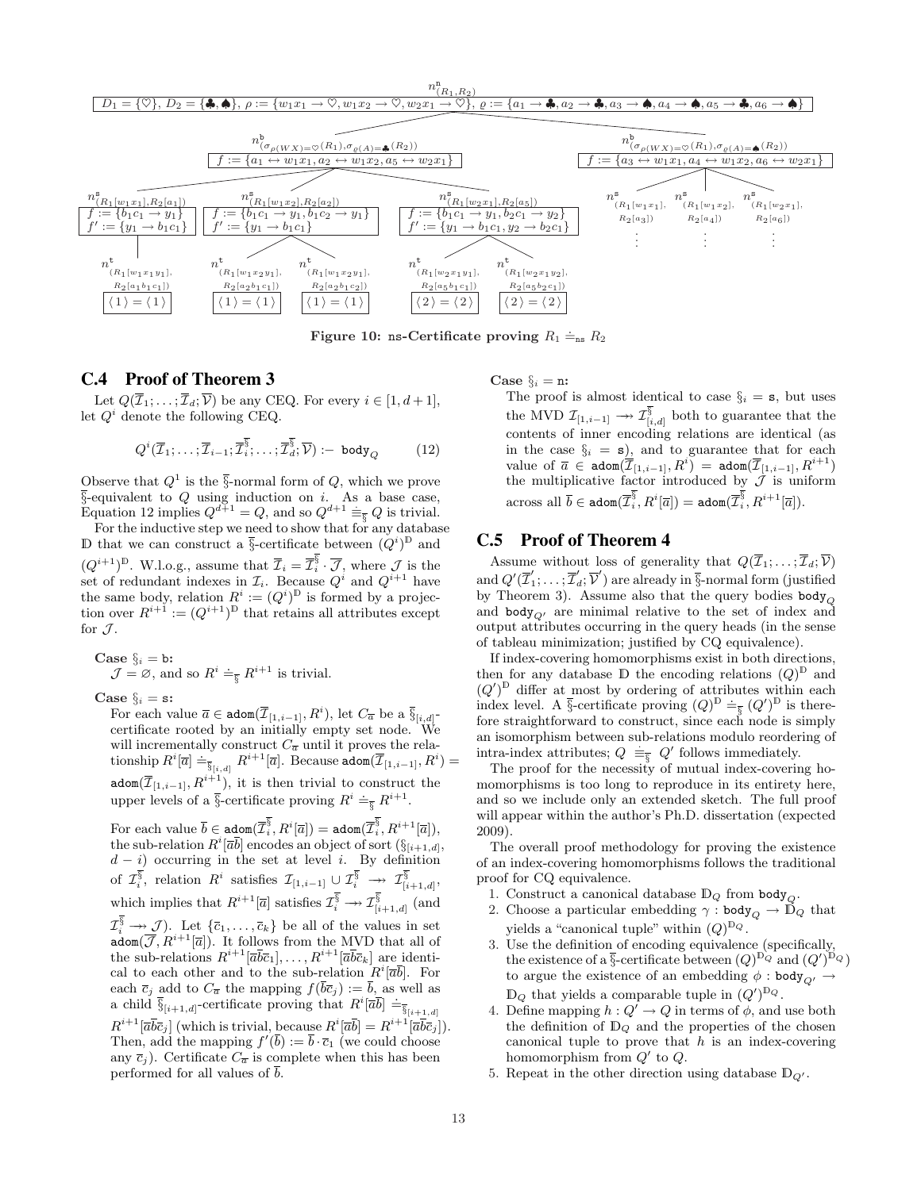$n^{\mathtt{n}}_{(R_1,R_2)}$: $D_1 = \{\heartsuit\}$, $D_2 = \{\clubsuit, \spadesuit\}$, $\rho := \{w_1x_1 \to \heartsuit, w_1x_2 \to \heartsuit, w_2x_1 \to \heartsuit\}$, $\varrho := \{a_1 \to \clubsuit, a_2 \to \clubsuit, a_3 \to \spadesuit, a_4 \to \spadesuit, a_5 \to \clubsuit, a_6 \to \spadesuit\}$

$n^{\mathtt{b}}_{(\sigma_{\rho(WX)=\heartsuit}(R_1), \sigma_{\varrho(A)=\clubsuit}(R_2))}$: $f := \{a_1 \leftrightarrow w_1x_1, a_2 \leftrightarrow w_1x_2, a_5 \leftrightarrow w_2x_1\}$

$n^{\mathtt{b}}_{(\sigma_{\rho(WX)=\heartsuit}(R_1), \sigma_{\varrho(A)=\spadesuit}(R_2))}$: $f := \{a_3 \leftrightarrow w_1x_1, a_4 \leftrightarrow w_1x_2, a_6 \leftrightarrow w_2x_1\}$

$n^{\mathtt{s}}_{(R_1[w_1x_1], R_2[a_1])}$: $f := \{b_1c_1 \to y_1\}$, $f' := \{y_1 \to b_1c_1\}$

$n^{\mathtt{s}}_{(R_1[w_1x_2], R_2[a_2])}$: $f := \{b_1c_1 \to y_1, b_1c_2 \to y_1\}$, $f' := \{y_1 \to b_1c_1\}$

$n^{\mathtt{s}}_{(R_1[w_2x_1], R_2[a_5])}$: $f := \{b_1c_1 \to y_1, b_2c_1 \to y_2\}$, $f' := \{y_1 \to b_1c_1, y_2 \to b_2c_1\}$

$n^{\mathtt{s}}_{(R_1[w_1x_1], R_2[a_3])}$, $n^{\mathtt{s}}_{(R_1[w_1x_2], R_2[a_4])}$, $n^{\mathtt{s}}_{(R_1[w_2x_1], R_2[a_6])}$: $\vdots$

$n^{\mathtt{t}}_{(R_1[w_1x_1y_1], R_2[a_1b_1c_1])}$: $\langle 1 \rangle = \langle 1 \rangle$; $n^{\mathtt{t}}_{(R_1[w_1x_2y_1], R_2[a_2b_1c_1])}$: $\langle 1 \rangle = \langle 1 \rangle$; $n^{\mathtt{t}}_{(R_1[w_1x_2y_1], R_2[a_2b_1c_2])}$: $\langle 1 \rangle = \langle 1 \rangle$; $n^{\mathtt{t}}_{(R_1[w_2x_1y_1], R_2[a_5b_1c_1])}$: $\langle 2 \rangle = \langle 2 \rangle$; $n^{\mathtt{t}}_{(R_1[w_2x_1y_2], R_2[a_5b_2c_1])}$: $\langle 2 \rangle = \langle 2 \rangle$

**Figure 10: ns-Certificate proving $R_1 \doteq_{\mathtt{ns}} R_2$**

## C.4 Proof of Theorem 3

Let $Q(\overline{\mathcal{I}}_1; \ldots; \overline{\mathcal{I}}_d; \overline{\mathcal{V}})$ be any CEQ. For every $i \in [1, d+1]$, let $Q^i$ denote the following CEQ.

$$Q^i(\overline{\mathcal{I}}_1; \ldots; \overline{\mathcal{I}}_{i-1}; \overline{\mathcal{I}}_i^{\S}; \ldots; \overline{\mathcal{I}}_d^{\S}; \overline{\mathcal{V}}) :- \mathtt{body}_Q \qquad (12)$$

Observe that $Q^1$ is the $\S$-normal form of $Q$, which we prove $\S$-equivalent to $Q$ using induction on $i$. As a base case, Equation 12 implies $Q^{d+1} = Q$, and so $Q^{d+1} \equiv_{\S} Q$ is trivial.

For the inductive step we need to show that for any database $\mathbb{D}$ that we can construct a $\S$-certificate between $(Q^i)^{\mathbb{D}}$ and $(Q^{i+1})^{\mathbb{D}}$. W.l.o.g., assume that $\overline{\mathcal{I}}_i = \overline{\mathcal{I}}_i^{\S} \cdot \overline{\mathcal{J}}$, where $\mathcal{J}$ is the set of redundant indexes in $\mathcal{I}_i$. Because $Q^i$ and $Q^{i+1}$ have the same body, relation $R^i := (Q^i)^{\mathbb{D}}$ is formed by a projection over $R^{i+1} := (Q^{i+1})^{\mathbb{D}}$ that retains all attributes except for $\mathcal{J}$.

**Case $\S_i = \mathtt{b}$:**
$\mathcal{J} = \varnothing$, and so $R^i \doteq_{\S} R^{i+1}$ is trivial.

**Case $\S_i = \mathtt{s}$:**
For each value $\overline{a} \in \mathtt{adom}(\overline{\mathcal{I}}_{[1,i-1]}, R^i)$, let $C_{\overline{a}}$ be a $\S_{[i,d]}$-certificate rooted by an initially empty set node. We will incrementally construct $C_{\overline{a}}$ until it proves the relationship $R^i[\overline{a}] \doteq_{\S_{[i,d]}} R^{i+1}[\overline{a}]$. Because $\mathtt{adom}(\overline{\mathcal{I}}_{[1,i-1]}, R^i) = \mathtt{adom}(\overline{\mathcal{I}}_{[1,i-1]}, R^{i+1})$, it is then trivial to construct the upper levels of a $\S$-certificate proving $R^i \doteq_{\S} R^{i+1}$.

For each value $\overline{b} \in \mathtt{adom}(\overline{\mathcal{I}}_i^{\S}, R^i[\overline{a}]) = \mathtt{adom}(\overline{\mathcal{I}}_i^{\S}, R^{i+1}[\overline{a}])$, the sub-relation $R^i[\overline{ab}]$ encodes an object of sort $(\S_{[i+1,d]}, d-i)$ occurring in the set at level $i$. By definition of $\mathcal{I}_i^{\S}$, relation $R^i$ satisfies $\mathcal{I}_{[1,i-1]} \cup \mathcal{I}_i^{\S} \twoheadrightarrow \mathcal{I}_{[i+1,d]}^{\S}$, which implies that $R^{i+1}[\overline{a}]$ satisfies $\mathcal{I}_i^{\S} \twoheadrightarrow \mathcal{I}_{[i+1,d]}^{\S}$ (and $\mathcal{I}_i^{\S} \twoheadrightarrow \mathcal{J}$). Let $\{\overline{c}_1, \ldots, \overline{c}_k\}$ be all of the values in set $\mathtt{adom}(\overline{\mathcal{J}}, R^{i+1}[\overline{a}])$. It follows from the MVD that all of the sub-relations $R^{i+1}[\overline{ab}\overline{c}_1], \ldots, R^{i+1}[\overline{ab}\overline{c}_k]$ are identical to each other and to the sub-relation $R^i[\overline{ab}]$. For each $\overline{c}_j$ add to $C_{\overline{a}}$ the mapping $f(\overline{b}\overline{c}_j) := \overline{b}$, as well as a child $\S_{[i+1,d]}$-certificate proving that $R^i[\overline{ab}] \doteq_{\S_{[i+1,d]}} R^{i+1}[\overline{ab}\overline{c}_j]$ (which is trivial, because $R^i[\overline{ab}] = R^{i+1}[\overline{ab}\overline{c}_j]$). Then, add the mapping $f'(\overline{b}) := \overline{b} \cdot \overline{c}_1$ (we could choose any $\overline{c}_j$). Certificate $C_{\overline{a}}$ is complete when this has been performed for all values of $\overline{b}$.

**Case $\S_i = \mathtt{n}$:**
The proof is almost identical to case $\S_i = \mathtt{s}$, but uses the MVD $\mathcal{I}_{[1,i-1]} \twoheadrightarrow \mathcal{I}_{[i,d]}^{\S}$ both to guarantee that the contents of inner encoding relations are identical (as in the case $\S_i = \mathtt{s}$), and to guarantee that for each value of $\overline{a} \in \mathtt{adom}(\overline{\mathcal{I}}_{[1,i-1]}, R^i) = \mathtt{adom}(\overline{\mathcal{I}}_{[1,i-1]}, R^{i+1})$ the multiplicative factor introduced by $\mathcal{J}$ is uniform across all $\overline{b} \in \mathtt{adom}(\overline{\mathcal{I}}_i^{\S}, R^i[\overline{a}]) = \mathtt{adom}(\overline{\mathcal{I}}_i^{\S}, R^{i+1}[\overline{a}])$.

## C.5 Proof of Theorem 4

Assume without loss of generality that $Q(\overline{\mathcal{I}}_1; \ldots; \overline{\mathcal{I}}_d; \overline{\mathcal{V}})$ and $Q'(\overline{\mathcal{I}}'_1; \ldots; \overline{\mathcal{I}}'_d; \overline{\mathcal{V}}')$ are already in $\S$-normal form (justified by Theorem 3). Assume also that the query bodies $\mathtt{body}_Q$ and $\mathtt{body}_{Q'}$ are minimal relative to the set of index and output attributes occurring in the query heads (in the sense of tableau minimization; justified by CQ equivalence).

If index-covering homomorphisms exist in both directions, then for any database $\mathbb{D}$ the encoding relations $(Q)^{\mathbb{D}}$ and $(Q')^{\mathbb{D}}$ differ at most by ordering of attributes within each index level. A $\S$-certificate proving $(Q)^{\mathbb{D}} \doteq_{\S} (Q')^{\mathbb{D}}$ is therefore straightforward to construct, since each node is simply an isomorphism between sub-relations modulo reordering of intra-index attributes; $Q \equiv_{\S} Q'$ follows immediately.

The proof for the necessity of mutual index-covering homomorphisms is too long to reproduce in its entirety here, and so we include only an extended sketch. The full proof will appear within the author's Ph.D. dissertation (expected 2009).

The overall proof methodology for proving the existence of an index-covering homomorphisms follows the traditional proof for CQ equivalence.

1. Construct a canonical database $\mathbb{D}_Q$ from $\mathtt{body}_Q$.
2. Choose a particular embedding $\gamma : \mathtt{body}_Q \to \mathbb{D}_Q$ that yields a "canonical tuple" within $(Q)^{\mathbb{D}_Q}$.
3. Use the definition of encoding equivalence (specifically, the existence of a $\S$-certificate between $(Q)^{\mathbb{D}_Q}$ and $(Q')^{\mathbb{D}_Q}$) to argue the existence of an embedding $\phi : \mathtt{body}_{Q'} \to \mathbb{D}_Q$ that yields a comparable tuple in $(Q')^{\mathbb{D}_Q}$.
4. Define mapping $h : Q' \to Q$ in terms of $\phi$, and use both the definition of $\mathbb{D}_Q$ and the properties of the chosen canonical tuple to prove that $h$ is an index-covering homomorphism from $Q'$ to $Q$.
5. Repeat in the other direction using database $\mathbb{D}_{Q'}$.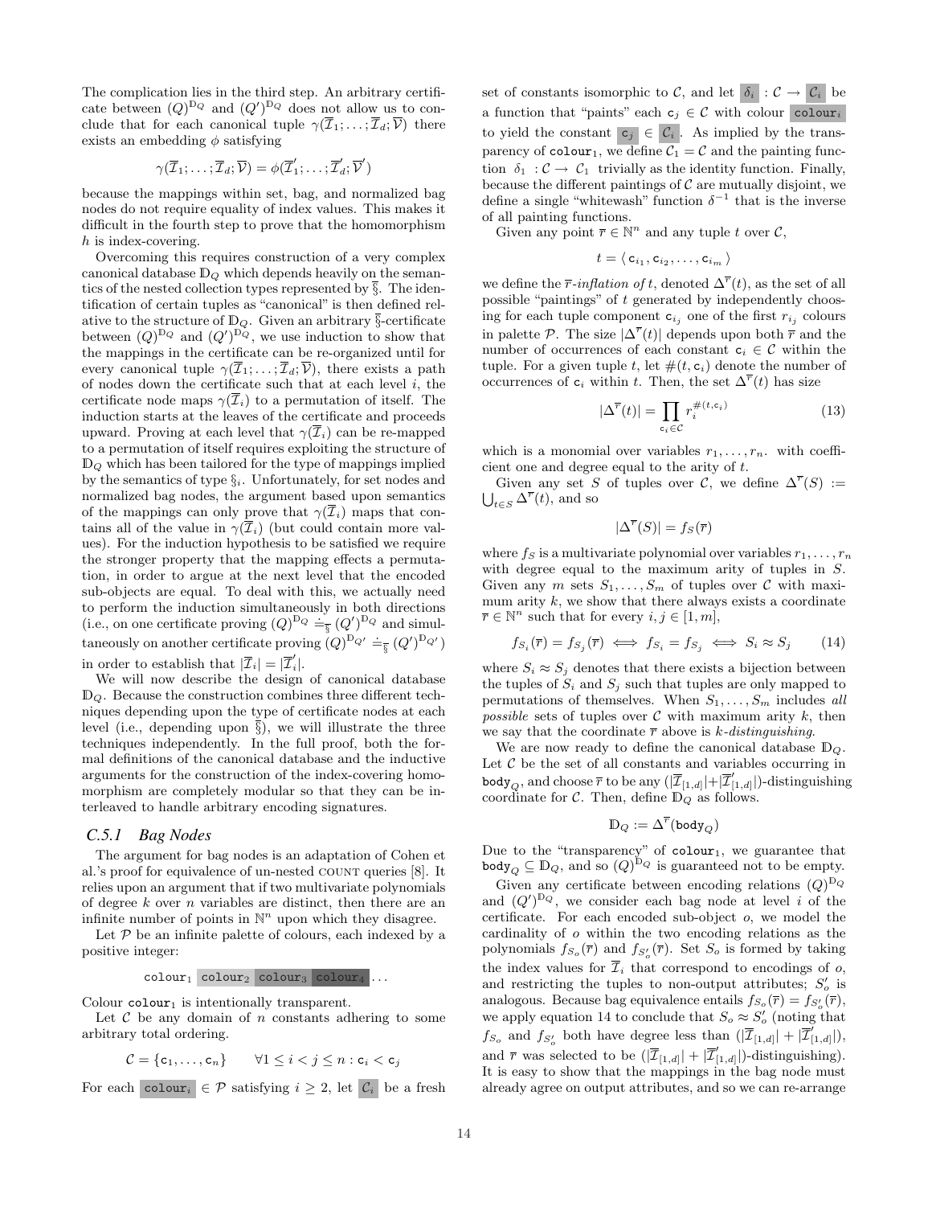The complication lies in the third step. An arbitrary certificate between $(Q)^{\mathbb{D}_Q}$ and $(Q')^{\mathbb{D}_Q}$ does not allow us to conclude that for each canonical tuple $\gamma(\overline{\mathcal{I}}_1;\ldots;\overline{\mathcal{I}}_d;\overline{\mathcal{V}})$ there exists an embedding $\phi$ satisfying

$$\gamma(\overline{\mathcal{I}}_1;\ldots;\overline{\mathcal{I}}_d;\overline{\mathcal{V}}) = \phi(\overline{\mathcal{I}}'_1;\ldots;\overline{\mathcal{I}}'_d;\overline{\mathcal{V}}')$$

because the mappings within set, bag, and normalized bag nodes do not require equality of index values. This makes it difficult in the fourth step to prove that the homomorphism $h$ is index-covering.

Overcoming this requires construction of a very complex canonical database $\mathbb{D}_Q$ which depends heavily on the semantics of the nested collection types represented by $\overline{\S}$. The identification of certain tuples as "canonical" is then defined relative to the structure of $\mathbb{D}_Q$. Given an arbitrary $\overline{\S}$-certificate between $(Q)^{\mathbb{D}_Q}$ and $(Q')^{\mathbb{D}_Q}$, we use induction to show that the mappings in the certificate can be re-organized until for every canonical tuple $\gamma(\overline{\mathcal{I}}_1;\ldots;\overline{\mathcal{I}}_d;\overline{\mathcal{V}})$, there exists a path of nodes down the certificate such that at each level $i$, the certificate node maps $\gamma(\overline{\mathcal{I}}_i)$ to a permutation of itself. The induction starts at the leaves of the certificate and proceeds upward. Proving at each level that $\gamma(\overline{\mathcal{I}}_i)$ can be re-mapped to a permutation of itself requires exploiting the structure of $\mathbb{D}_Q$ which has been tailored for the type of mappings implied by the semantics of type $\S_i$. Unfortunately, for set nodes and normalized bag nodes, the argument based upon semantics of the mappings can only prove that $\gamma(\overline{\mathcal{I}}_i)$ maps that contains all of the value in $\gamma(\overline{\mathcal{I}}_i)$ (but could contain more values). For the induction hypothesis to be satisfied we require the stronger property that the mapping effects a permutation, in order to argue at the next level that the encoded sub-objects are equal. To deal with this, we actually need to perform the induction simultaneously in both directions (i.e., on one certificate proving $(Q)^{\mathbb{D}_Q} \doteq_{\overline{\S}} (Q')^{\mathbb{D}_Q}$ and simultaneously on another certificate proving $(Q)^{\mathbb{D}_{Q'}} \doteq_{\overline{\S}} (Q')^{\mathbb{D}_{Q'}}$) in order to establish that $|\overline{\mathcal{I}}_i| = |\overline{\mathcal{I}}'_i|$.

We will now describe the design of canonical database $\mathbb{D}_Q$. Because the construction combines three different techniques depending upon the type of certificate nodes at each level (i.e., depending upon $\overline{\S}$), we will illustrate the three techniques independently. In the full proof, both the formal definitions of the canonical database and the inductive arguments for the construction of the index-covering homomorphism are completely modular so that they can be interleaved to handle arbitrary encoding signatures.

### C.5.1 Bag Nodes

The argument for bag nodes is an adaptation of Cohen et al.'s proof for equivalence of un-nested COUNT queries [8]. It relies upon an argument that if two multivariate polynomials of degree $k$ over $n$ variables are distinct, then there are an infinite number of points in $\mathbb{N}^n$ upon which they disagree.

Let $\mathcal{P}$ be an infinite palette of colours, each indexed by a positive integer:

$$\texttt{colour}_1 \ \texttt{colour}_2 \ \texttt{colour}_3 \ \texttt{colour}_4 \ \ldots$$

Colour $\texttt{colour}_1$ is intentionally transparent.

Let $\mathcal{C}$ be any domain of $n$ constants adhering to some arbitrary total ordering.

$$\mathcal{C} = \{\mathtt{c}_1,\ldots,\mathtt{c}_n\} \qquad \forall 1 \le i < j \le n : \mathtt{c}_i < \mathtt{c}_j$$

For each $\texttt{colour}_i \in \mathcal{P}$ satisfying $i \ge 2$, let $\mathcal{C}_i$ be a fresh set of constants isomorphic to $\mathcal{C}$, and let $\delta_i : \mathcal{C} \to \mathcal{C}_i$ be a function that "paints" each $\mathtt{c}_j \in \mathcal{C}$ with colour $\texttt{colour}_i$ to yield the constant $\mathtt{c}_j \in \mathcal{C}_i$. As implied by the transparency of $\texttt{colour}_1$, we define $\mathcal{C}_1 = \mathcal{C}$ and the painting function $\delta_1 : \mathcal{C} \to \mathcal{C}_1$ trivially as the identity function. Finally, because the different paintings of $\mathcal{C}$ are mutually disjoint, we define a single "whitewash" function $\delta^{-1}$ that is the inverse of all painting functions.

Given any point $\overline{r} \in \mathbb{N}^n$ and any tuple $t$ over $\mathcal{C}$,

$$t = \langle\, \mathtt{c}_{i_1}, \mathtt{c}_{i_2}, \ldots, \mathtt{c}_{i_m} \,\rangle$$

we define the *$\overline{r}$-inflation of* $t$, denoted $\Delta^{\overline{r}}(t)$, as the set of all possible "paintings" of $t$ generated by independently choosing for each tuple component $\mathtt{c}_{i_j}$ one of the first $r_{i_j}$ colours in palette $\mathcal{P}$. The size $|\Delta^{\overline{r}}(t)|$ depends upon both $\overline{r}$ and the number of occurrences of each constant $\mathtt{c}_i \in \mathcal{C}$ within the tuple. For a given tuple $t$, let $\#(t, \mathtt{c}_i)$ denote the number of occurrences of $\mathtt{c}_i$ within $t$. Then, the set $\Delta^{\overline{r}}(t)$ has size

$$|\Delta^{\overline{r}}(t)| = \prod_{\mathtt{c}_i \in \mathcal{C}} r_i^{\#(t,\mathtt{c}_i)} \tag{13}$$

which is a monomial over variables $r_1,\ldots,r_n$. with coefficient one and degree equal to the arity of $t$.

Given any set $S$ of tuples over $\mathcal{C}$, we define $\Delta^{\overline{r}}(S) := \bigcup_{t\in S} \Delta^{\overline{r}}(t)$, and so

$$|\Delta^{\overline{r}}(S)| = f_S(\overline{r})$$

where $f_S$ is a multivariate polynomial over variables $r_1,\ldots,r_n$ with degree equal to the maximum arity of tuples in $S$. Given any $m$ sets $S_1,\ldots,S_m$ of tuples over $\mathcal{C}$ with maximum arity $k$, we show that there always exists a coordinate $\overline{r} \in \mathbb{N}^n$ such that for every $i, j \in [1,m]$,

$$f_{S_i}(\overline{r}) = f_{S_j}(\overline{r}) \iff f_{S_i} = f_{S_j} \iff S_i \approx S_j \tag{14}$$

where $S_i \approx S_j$ denotes that there exists a bijection between the tuples of $S_i$ and $S_j$ such that tuples are only mapped to permutations of themselves. When $S_1,\ldots,S_m$ includes *all possible* sets of tuples over $\mathcal{C}$ with maximum arity $k$, then we say that the coordinate $\overline{r}$ above is *$k$-distinguishing*.

We are now ready to define the canonical database $\mathbb{D}_Q$. Let $\mathcal{C}$ be the set of all constants and variables occurring in $\texttt{body}_Q$, and choose $\overline{r}$ to be any $(|\overline{\mathcal{I}}_{[1,d]}| + |\overline{\mathcal{I}}'_{[1,d]}|)$-distinguishing coordinate for $\mathcal{C}$. Then, define $\mathbb{D}_Q$ as follows.

$$\mathbb{D}_Q := \Delta^{\overline{r}}(\texttt{body}_Q)$$

Due to the "transparency" of $\texttt{colour}_1$, we guarantee that $\texttt{body}_Q \subseteq \mathbb{D}_Q$, and so $(Q)^{\mathbb{D}_Q}$ is guaranteed not to be empty.

Given any certificate between encoding relations $(Q)^{\mathbb{D}_Q}$ and $(Q')^{\mathbb{D}_Q}$, we consider each bag node at level $i$ of the certificate. For each encoded sub-object $o$, we model the cardinality of $o$ within the two encoding relations as the polynomials $f_{S_o}(\overline{r})$ and $f_{S'_o}(\overline{r})$. Set $S_o$ is formed by taking the index values for $\overline{\mathcal{I}}_i$ that correspond to encodings of $o$, and restricting the tuples to non-output attributes; $S'_o$ is analogous. Because bag equivalence entails $f_{S_o}(\overline{r}) = f_{S'_o}(\overline{r})$, we apply equation 14 to conclude that $S_o \approx S'_o$ (noting that $f_{S_o}$ and $f_{S'_o}$ both have degree less than $(|\overline{\mathcal{I}}_{[1,d]}| + |\overline{\mathcal{I}}'_{[1,d]}|)$, and $\overline{r}$ was selected to be $(|\overline{\mathcal{I}}_{[1,d]}| + |\overline{\mathcal{I}}'_{[1,d]}|)$-distinguishing). It is easy to show that the mappings in the bag node must already agree on output attributes, and so we can re-arrange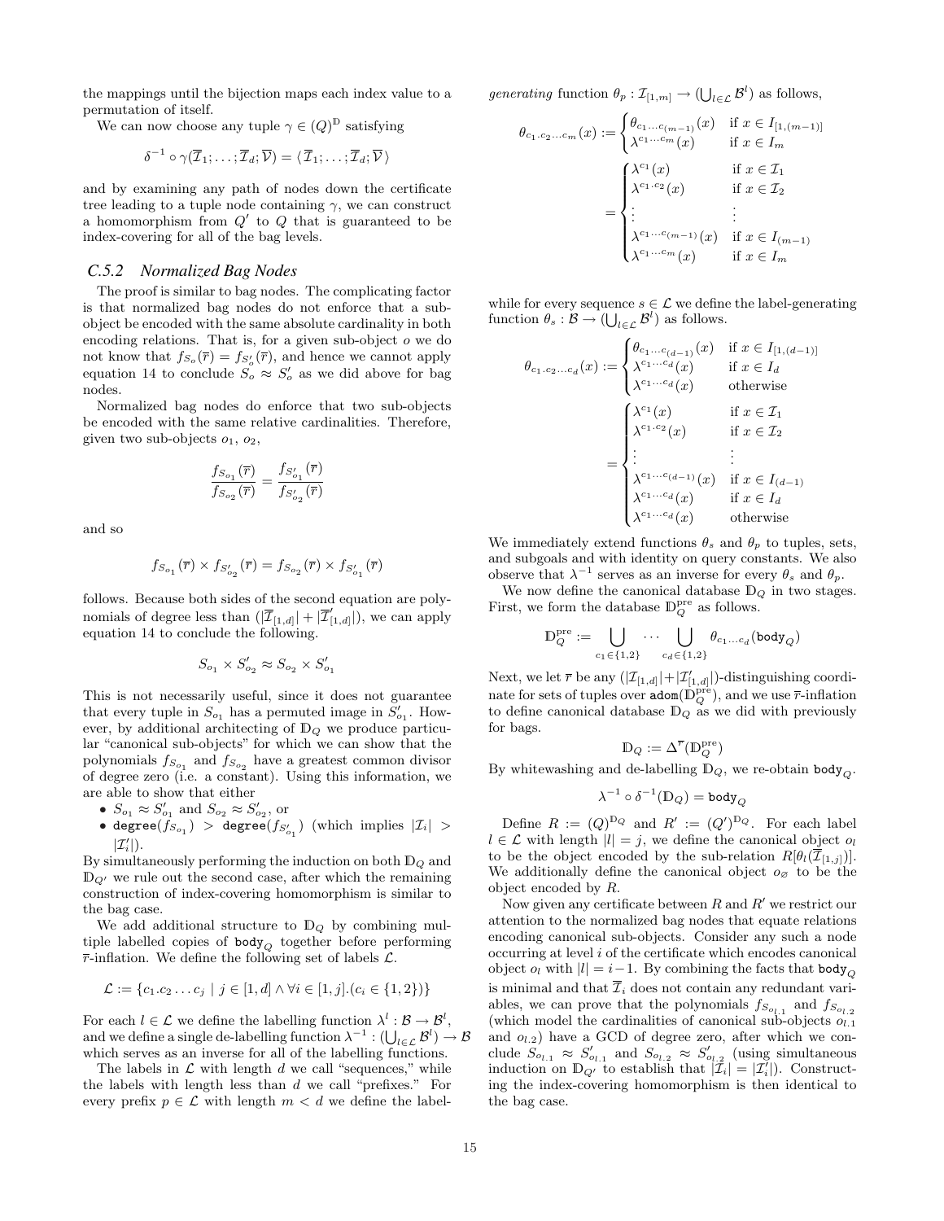the mappings until the bijection maps each index value to a permutation of itself.

We can now choose any tuple $\gamma \in (Q)^{\mathbb{D}}$ satisfying

$$\delta^{-1} \circ \gamma(\overline{\mathcal{I}}_1; \ldots; \overline{\mathcal{I}}_d; \overline{\mathcal{V}}) = \langle \overline{\mathcal{I}}_1; \ldots; \overline{\mathcal{I}}_d; \overline{\mathcal{V}} \rangle$$

and by examining any path of nodes down the certificate tree leading to a tuple node containing $\gamma$, we can construct a homomorphism from $Q'$ to $Q$ that is guaranteed to be index-covering for all of the bag levels.

### C.5.2 Normalized Bag Nodes

The proof is similar to bag nodes. The complicating factor is that normalized bag nodes do not enforce that a sub-object be encoded with the same absolute cardinality in both encoding relations. That is, for a given sub-object $o$ we do not know that $f_{S_o}(\overline{r}) = f_{S'_o}(\overline{r})$, and hence we cannot apply equation 14 to conclude $S_o \approx S'_o$ as we did above for bag nodes.

Normalized bag nodes do enforce that two sub-objects be encoded with the same relative cardinalities. Therefore, given two sub-objects $o_1$, $o_2$,

$$\frac{f_{S_{o_1}}(\overline{r})}{f_{S_{o_2}}(\overline{r})} = \frac{f_{S'_{o_1}}(\overline{r})}{f_{S'_{o_2}}(\overline{r})}$$

and so

$$f_{S_{o_1}}(\overline{r}) \times f_{S'_{o_2}}(\overline{r}) = f_{S_{o_2}}(\overline{r}) \times f_{S'_{o_1}}(\overline{r})$$

follows. Because both sides of the second equation are polynomials of degree less than $(|\overline{\mathcal{I}}_{[1,d]}| + |\overline{\mathcal{I}}'_{[1,d]}|)$, we can apply equation 14 to conclude the following.

$$S_{o_1} \times S'_{o_2} \approx S_{o_2} \times S'_{o_1}$$

This is not necessarily useful, since it does not guarantee that every tuple in $S_{o_1}$ has a permuted image in $S'_{o_1}$. However, by additional architecting of $\mathbb{D}_Q$ we produce particular "canonical sub-objects" for which we can show that the polynomials $f_{S_{o_1}}$ and $f_{S_{o_2}}$ have a greatest common divisor of degree zero (i.e. a constant). Using this information, we are able to show that either

- $S_{o_1} \approx S'_{o_1}$ and $S_{o_2} \approx S'_{o_2}$, or
- $\texttt{degree}(f_{S_{o_1}}) > \texttt{degree}(f_{S'_{o_1}})$ (which implies $|\mathcal{I}_i| > |\mathcal{I}'_i|$).

By simultaneously performing the induction on both $\mathbb{D}_Q$ and $\mathbb{D}_{Q'}$ we rule out the second case, after which the remaining construction of index-covering homomorphism is similar to the bag case.

We add additional structure to $\mathbb{D}_Q$ by combining multiple labelled copies of $\texttt{body}_Q$ together before performing $\overline{r}$-inflation. We define the following set of labels $\mathcal{L}$.

$$\mathcal{L} := \{c_1.c_2 \ldots c_j \mid j \in [1, d] \wedge \forall i \in [1, j].(c_i \in \{1, 2\})\}$$

For each $l \in \mathcal{L}$ we define the labelling function $\lambda^l : \mathcal{B} \to \mathcal{B}^l$, and we define a single de-labelling function $\lambda^{-1} : (\bigcup_{l \in \mathcal{L}} \mathcal{B}^l) \to \mathcal{B}$ which serves as an inverse for all of the labelling functions.

The labels in $\mathcal{L}$ with length $d$ we call "sequences," while the labels with length less than $d$ we call "prefixes." For every prefix $p \in \mathcal{L}$ with length $m < d$ we define the label-*generating* function $\theta_p : \mathcal{I}_{[1,m]} \to (\bigcup_{l \in \mathcal{L}} \mathcal{B}^l)$ as follows,

$$\theta_{c_1.c_2 \ldots c_m}(x) := \begin{cases} \theta_{c_1 \ldots c_{(m-1)}}(x) & \text{if } x \in I_{[1,(m-1)]} \\ \lambda^{c_1 \ldots c_m}(x) & \text{if } x \in I_m \end{cases}$$
$$= \begin{cases} \lambda^{c_1}(x) & \text{if } x \in \mathcal{I}_1 \\ \lambda^{c_1.c_2}(x) & \text{if } x \in \mathcal{I}_2 \\ \vdots & \vdots \\ \lambda^{c_1 \ldots c_{(m-1)}}(x) & \text{if } x \in I_{(m-1)} \\ \lambda^{c_1 \ldots c_m}(x) & \text{if } x \in I_m \end{cases}$$

while for every sequence $s \in \mathcal{L}$ we define the label-generating function $\theta_s : \mathcal{B} \to (\bigcup_{l \in \mathcal{L}} \mathcal{B}^l)$ as follows.

$$\theta_{c_1.c_2 \ldots c_d}(x) := \begin{cases} \theta_{c_1 \ldots c_{(d-1)}}(x) & \text{if } x \in I_{[1,(d-1)]} \\ \lambda^{c_1 \ldots c_d}(x) & \text{if } x \in I_d \\ \lambda^{c_1 \ldots c_d}(x) & \text{otherwise} \end{cases}$$
$$= \begin{cases} \lambda^{c_1}(x) & \text{if } x \in \mathcal{I}_1 \\ \lambda^{c_1.c_2}(x) & \text{if } x \in \mathcal{I}_2 \\ \vdots & \vdots \\ \lambda^{c_1 \ldots c_{(d-1)}}(x) & \text{if } x \in I_{(d-1)} \\ \lambda^{c_1 \ldots c_d}(x) & \text{if } x \in I_d \\ \lambda^{c_1 \ldots c_d}(x) & \text{otherwise} \end{cases}$$

We immediately extend functions $\theta_s$ and $\theta_p$ to tuples, sets, and subgoals and with identity on query constants. We also observe that $\lambda^{-1}$ serves as an inverse for every $\theta_s$ and $\theta_p$.

We now define the canonical database $\mathbb{D}_Q$ in two stages. First, we form the database $\mathbb{D}_Q^{\text{pre}}$ as follows.

$$\mathbb{D}_Q^{\text{pre}} := \bigcup_{c_1 \in \{1,2\}} \cdots \bigcup_{c_d \in \{1,2\}} \theta_{c_1 \ldots c_d}(\texttt{body}_Q)$$

Next, we let $\overline{r}$ be any $(|\mathcal{I}_{[1,d]}| + |\mathcal{I}'_{[1,d]}|)$-distinguishing coordinate for sets of tuples over $\texttt{adom}(\mathbb{D}_Q^{\text{pre}})$, and we use $\overline{r}$-inflation to define canonical database $\mathbb{D}_Q$ as we did with previously for bags.

$$\mathbb{D}_Q := \Delta^{\overline{r}}(\mathbb{D}_Q^{\text{pre}})$$

By whitewashing and de-labelling $\mathbb{D}_Q$, we re-obtain $\texttt{body}_Q$.

$$\lambda^{-1} \circ \delta^{-1}(\mathbb{D}_Q) = \texttt{body}_Q$$

Define $R := (Q)^{\mathbb{D}_Q}$ and $R' := (Q')^{\mathbb{D}_Q}$. For each label $l \in \mathcal{L}$ with length $|l| = j$, we define the canonical object $o_l$ to be the object encoded by the sub-relation $R[\theta_l(\overline{\mathcal{I}}_{[1,j]})]$. We additionally define the canonical object $o_\varnothing$ to be the object encoded by $R$.

Now given any certificate between $R$ and $R'$ we restrict our attention to the normalized bag nodes that equate relations encoding canonical sub-objects. Consider any such a node occurring at level $i$ of the certificate which encodes canonical object $o_l$ with $|l| = i-1$. By combining the facts that $\texttt{body}_Q$ is minimal and that $\overline{\mathcal{I}}_i$ does not contain any redundant variables, we can prove that the polynomials $f_{S_{o_{l.1}}}$ and $f_{S_{o_{l.2}}}$ (which model the cardinalities of canonical sub-objects $o_{l.1}$ and $o_{l.2}$) have a GCD of degree zero, after which we conclude $S_{o_{l.1}} \approx S'_{o_{l.1}}$ and $S_{o_{l.2}} \approx S'_{o_{l.2}}$ (using simultaneous induction on $\mathbb{D}_{Q'}$ to establish that $|\mathcal{I}_i| = |\mathcal{I}'_i|$). Constructing the index-covering homomorphism is then identical to the bag case.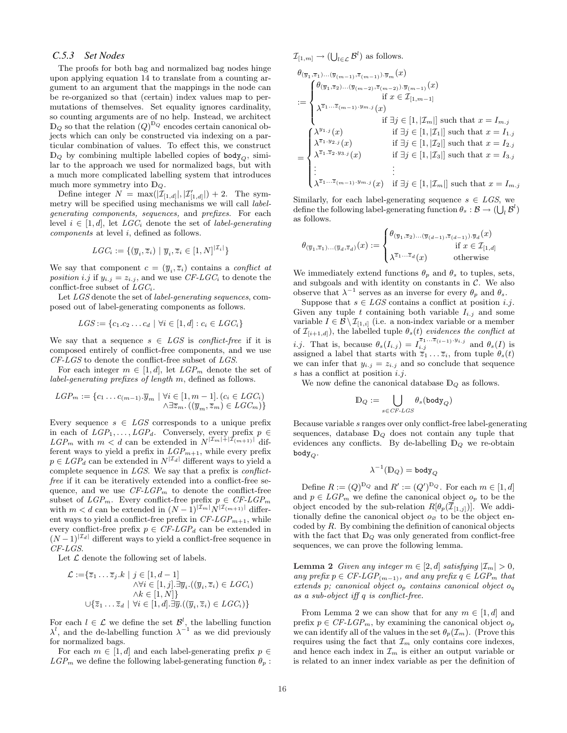### C.5.3 Set Nodes

The proofs for both bag and normalized bag nodes hinge upon applying equation 14 to translate from a counting argument to an argument that the mappings in the node can be re-organized so that (certain) index values map to permutations of themselves. Set equality ignores cardinality, so counting arguments are of no help. Instead, we architect $\mathbb{D}_Q$ so that the relation $(Q)^{\mathbb{D}_Q}$ encodes certain canonical objects which can only be constructed via indexing on a particular combination of values. To effect this, we construct $\mathbb{D}_Q$ by combining multiple labelled copies of $\texttt{body}_Q$, similar to the approach we used for normalized bags, but with a much more complicated labelling system that introduces much more symmetry into $\mathbb{D}_Q$.

Define integer $N = \max(|\mathcal{I}_{[1,d]}|, |\mathcal{I}'_{[1,d]}|) + 2$. The symmetry will be specified using mechanisms we will call *label-generating components, sequences,* and *prefixes.* For each level $i \in [1, d]$, let $LGC_i$ denote the set of *label-generating components* at level $i$, defined as follows.

$$LGC_i := \{(\overline{y}_i, \overline{z}_i) \mid \overline{y}_i, \overline{z}_i \in [1, N]^{|\mathcal{I}_i|}\}$$

We say that component $c = (\overline{y}_i, \overline{z}_i)$ contains a *conflict at position* $i.j$ if $y_{i.j} = z_{i.j}$, and we use *CF-*$LGC_i$ to denote the conflict-free subset of $LGC_i$.

Let $LGS$ denote the set of *label-generating sequences*, composed out of label-generating components as follows.

$$LGS := \{c_1.c_2 \ldots c_d \mid \forall i \in [1, d] : c_i \in LGC_i\}$$

We say that a sequence $s \in LGS$ is *conflict-free* if it is composed entirely of conflict-free components, and we use *CF-LGS* to denote the conflict-free subset of $LGS$.

For each integer $m \in [1, d]$, let $LGP_m$ denote the set of *label-generating prefixes of length* $m$, defined as follows.

$$LGP_m := \{c_1 \ldots c_{(m-1)}.\overline{y}_m \mid \forall i \in [1, m-1].\, (c_i \in LGC_i) \wedge \exists \overline{z}_m.\, ((\overline{y}_m, \overline{z}_m) \in LGC_m)\}$$

Every sequence $s \in LGS$ corresponds to a unique prefix in each of $LGP_1, \ldots, LGP_d$. Conversely, every prefix $p \in LGP_m$ with $m < d$ can be extended in $N^{|\mathcal{I}_m|+|\mathcal{I}_{(m+1)}|}$ different ways to yield a prefix in $LGP_{m+1}$, while every prefix $p \in LGP_d$ can be extended in $N^{|\mathcal{I}_d|}$ different ways to yield a complete sequence in $LGS$. We say that a prefix is *conflict-free* if it can be iteratively extended into a conflict-free sequence, and we use *CF-*$LGP_m$ to denote the conflict-free subset of $LGP_m$. Every conflict-free prefix $p \in$ *CF-*$LGP_m$ with $m < d$ can be extended in $(N-1)^{|\mathcal{I}_m|} N^{|\mathcal{I}_{(m+1)}|}$ different ways to yield a conflict-free prefix in *CF-*$LGP_{m+1}$, while every conflict-free prefix $p \in$ *CF-*$LGP_d$ can be extended in $(N-1)^{|\mathcal{I}_d|}$ different ways to yield a conflict-free sequence in *CF-LGS*.

Let $\mathcal{L}$ denote the following set of labels.

$$\begin{aligned}\mathcal{L} :=& \{\overline{z}_1 \ldots \overline{z}_j.k \mid j \in [1, d-1] \\ & \wedge \forall i \in [1, j].\exists \overline{y}_i.((\overline{y}_i, \overline{z}_i) \in LGC_i) \\ & \wedge k \in [1, N]\} \\ & \cup \{\overline{z}_1 \ldots \overline{z}_d \mid \forall i \in [1, d].\exists \overline{y}.((\overline{y}_i, \overline{z}_i) \in LGC_i)\}\end{aligned}$$

For each $l \in \mathcal{L}$ we define the set $\mathcal{B}^l$, the labelling function $\lambda^l$, and the de-labelling function $\lambda^{-1}$ as we did previously for normalized bags.

For each $m \in [1, d]$ and each label-generating prefix $p \in LGP_m$ we define the following label-generating function $\theta_p : \mathcal{I}_{[1,m]} \to (\bigcup_{l \in \mathcal{L}} \mathcal{B}^l)$ as follows.

$$\begin{aligned}
&\theta_{(\overline{y}_1,\overline{z}_1)\ldots(\overline{y}_{(m-1)},\overline{z}_{(m-1)}).\overline{y}_m}(x) \\
&:= \begin{cases} \theta_{(\overline{y}_1,\overline{z}_2)\ldots(\overline{y}_{(m-2)},\overline{z}_{(m-2)}).\overline{y}_{(m-1)}}(x) & \text{if } x \in \mathcal{I}_{[1,m-1]} \\ \lambda^{\overline{z}_1 \ldots \overline{z}_{(m-1)}.y_{m.j}}(x) & \text{if } \exists j \in [1, |\mathcal{I}_m|] \text{ such that } x = I_{m.j} \end{cases} \\
&= \begin{cases} \lambda^{y_{1.j}}(x) & \text{if } \exists j \in [1, |\mathcal{I}_1|] \text{ such that } x = I_{1.j} \\ \lambda^{\overline{z}_1.y_{2.j}}(x) & \text{if } \exists j \in [1, |\mathcal{I}_2|] \text{ such that } x = I_{2.j} \\ \lambda^{\overline{z}_1.\overline{z}_2.y_{3.j}}(x) & \text{if } \exists j \in [1, |\mathcal{I}_3|] \text{ such that } x = I_{3.j} \\ \vdots & \vdots \\ \lambda^{\overline{z}_1 \ldots \overline{z}_{(m-1)}.y_{m.j}}(x) & \text{if } \exists j \in [1, |\mathcal{I}_m|] \text{ such that } x = I_{m.j} \end{cases}
\end{aligned}$$

Similarly, for each label-generating sequence $s \in LGS$, we define the following label-generating function $\theta_s : \mathcal{B} \to (\bigcup_l \mathcal{B}^l)$ as follows.

$$\theta_{(\overline{y}_1,\overline{z}_1)\ldots(\overline{y}_d,\overline{z}_d)}(x) := \begin{cases} \theta_{(\overline{y}_1,\overline{z}_2)\ldots(\overline{y}_{(d-1)},\overline{z}_{(d-1)}).\overline{y}_d}(x) & \text{if } x \in \mathcal{I}_{[1,d]} \\ \lambda^{\overline{z}_1 \ldots \overline{z}_d}(x) & \text{otherwise} \end{cases}$$

We immediately extend functions $\theta_p$ and $\theta_s$ to tuples, sets, and subgoals and with identity on constants in $\mathcal{C}$. We also observe that $\lambda^{-1}$ serves as an inverse for every $\theta_p$ and $\theta_s$.

Suppose that $s \in LGS$ contains a conflict at position $i.j$. Given any tuple $t$ containing both variable $I_{i.j}$ and some variable $I \in \mathcal{B} \setminus \mathcal{I}_{[1,i]}$ (i.e. a non-index variable or a member of $\mathcal{I}_{[i+1,d]}$), the labelled tuple $\theta_s(t)$ *evidences the conflict at* $i.j$. That is, because $\theta_s(I_{i.j}) = I_{i.j}^{\overline{z}_1 \ldots \overline{z}_{(i-1)}.y_{i.j}}$ and $\theta_s(I)$ is assigned a label that starts with $\overline{z}_1 \ldots \overline{z}_i$, from tuple $\theta_s(t)$ we can infer that $y_{i.j} = z_{i.j}$ and so conclude that sequence $s$ has a conflict at position $i.j$.

We now define the canonical database $\mathbb{D}_Q$ as follows.

$$\mathbb{D}_Q := \bigcup_{s \in CF\text{-}LGS} \theta_s(\texttt{body}_Q)$$

Because variable $s$ ranges over only conflict-free label-generating sequences, database $\mathbb{D}_Q$ does not contain any tuple that evidences any conflicts. By de-labelling $\mathbb{D}_Q$ we re-obtain $\texttt{body}_Q$.

$$\lambda^{-1}(\mathbb{D}_Q) = \texttt{body}_Q$$

Define $R := (Q)^{\mathbb{D}_Q}$ and $R' := (Q')^{\mathbb{D}_Q}$. For each $m \in [1, d]$ and $p \in LGP_m$ we define the canonical object $o_p$ to be the object encoded by the sub-relation $R[\theta_p(\overline{\mathcal{I}}_{[1,j]})]$. We additionally define the canonical object $o_\varnothing$ to be the object encoded by $R$. By combining the definition of canonical objects with the fact that $\mathbb{D}_Q$ was only generated from conflict-free sequences, we can prove the following lemma.

**Lemma 2** *Given any integer $m \in [2, d]$ satisfying $|\mathcal{I}_m| > 0$, any prefix $p \in$ CF-$LGP_{(m-1)}$, and any prefix $q \in LGP_m$ that extends $p$; canonical object $o_p$ contains canonical object $o_q$ as a sub-object iff $q$ is conflict-free.*

From Lemma 2 we can show that for any $m \in [1, d]$ and prefix $p \in$ *CF-*$LGP_m$, by examining the canonical object $o_p$ we can identify all of the values in the set $\theta_p(\mathcal{I}_m)$. (Prove this requires using the fact that $\mathcal{I}_m$ only contains core indexes, and hence each index in $\mathcal{I}_m$ is either an output variable or is related to an inner index variable as per the definition of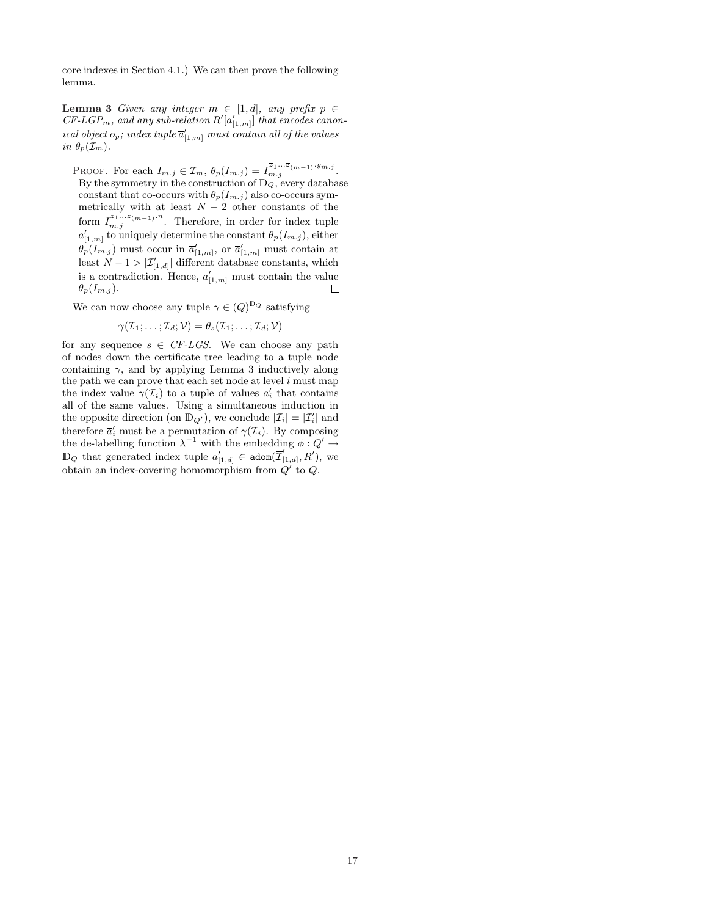core indexes in Section 4.1.) We can then prove the following lemma.

**Lemma 3** *Given any integer $m \in [1, d]$, any prefix $p \in$ CF-LGP$_m$, and any sub-relation $R'[\overline{a}'_{[1,m]}]$ that encodes canonical object $o_p$; index tuple $\overline{a}'_{[1,m]}$ must contain all of the values in $\theta_p(\mathcal{I}_m)$.*

PROOF. For each $I_{m.j} \in \mathcal{I}_m$, $\theta_p(I_{m.j}) = I_{m.j}^{\overline{z}_1 \ldots \overline{z}_{(m-1)} \cdot y_{m.j}}$. By the symmetry in the construction of $\mathbb{D}_Q$, every database constant that co-occurs with $\theta_p(I_{m.j})$ also co-occurs symmetrically with at least $N-2$ other constants of the form $I_{m.j}^{\overline{z}_1 \ldots \overline{z}_{(m-1)} \cdot n}$. Therefore, in order for index tuple $\overline{a}'_{[1,m]}$ to uniquely determine the constant $\theta_p(I_{m.j})$, either $\theta_p(I_{m.j})$ must occur in $\overline{a}'_{[1,m]}$, or $\overline{a}'_{[1,m]}$ must contain at least $N - 1 > |\mathcal{I}'_{[1,d]}|$ different database constants, which is a contradiction. Hence, $\overline{a}'_{[1,m]}$ must contain the value $\theta_p(I_{m.j})$. $\square$

We can now choose any tuple $\gamma \in (Q)^{\mathbb{D}_Q}$ satisfying

$$\gamma(\overline{\mathcal{I}}_1; \ldots; \overline{\mathcal{I}}_d; \overline{\mathcal{V}}) = \theta_s(\overline{\mathcal{I}}_1; \ldots; \overline{\mathcal{I}}_d; \overline{\mathcal{V}})$$

for any sequence $s \in$ *CF-LGS*. We can choose any path of nodes down the certificate tree leading to a tuple node containing $\gamma$, and by applying Lemma 3 inductively along the path we can prove that each set node at level $i$ must map the index value $\gamma(\overline{\mathcal{I}}_i)$ to a tuple of values $\overline{a}'_i$ that contains all of the same values. Using a simultaneous induction in the opposite direction (on $\mathbb{D}_{Q'}$), we conclude $|\mathcal{I}_i| = |\mathcal{I}'_i|$ and therefore $\overline{a}'_i$ must be a permutation of $\gamma(\overline{\mathcal{I}}_i)$. By composing the de-labelling function $\lambda^{-1}$ with the embedding $\phi : Q' \rightarrow \mathbb{D}_Q$ that generated index tuple $\overline{a}'_{[1,d]} \in \texttt{adom}(\overline{\mathcal{I}}'_{[1,d]}, R')$, we obtain an index-covering homomorphism from $Q'$ to $Q$.